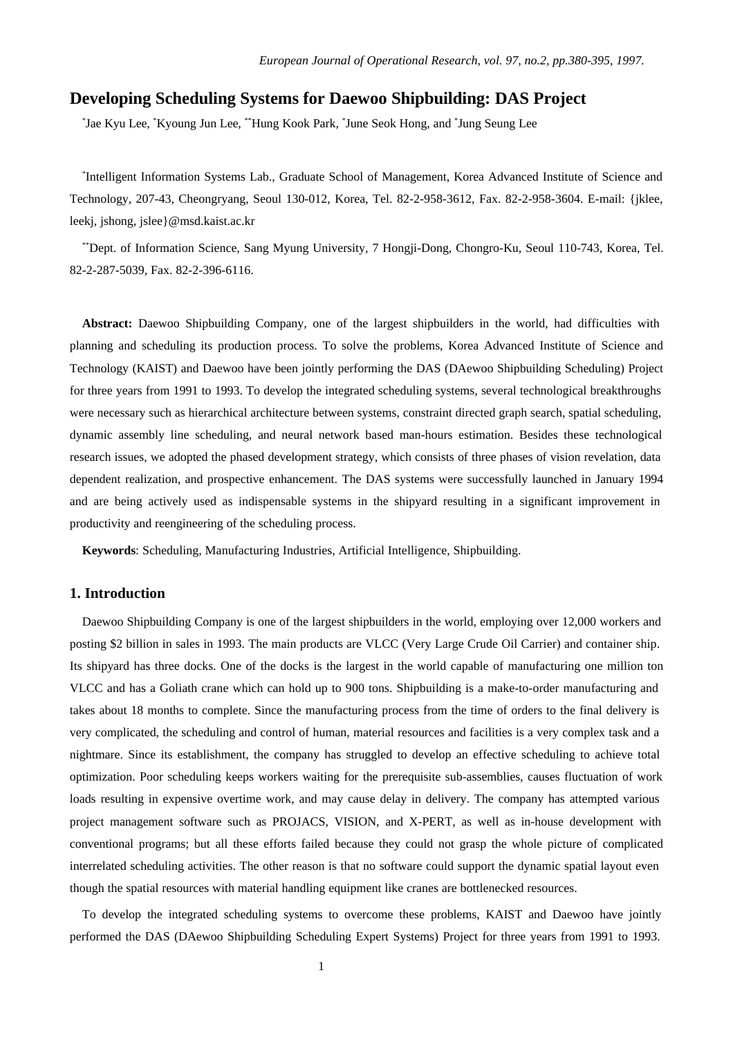*European Journal of Operational Research, vol. 97, no.2, pp.380-395, 1997.*

# Developing Scheduling Systems for Daewoo Shipbuilding: DAS Project

[*]Jae Kyu Lee, [*]Kyoung Jun Lee, [**]Hung Kook Park, [*]June Seok Hong, and [*]Jung Seung Lee

[*]Intelligent Information Systems Lab., Graduate School of Management, Korea Advanced Institute of Science and Technology, 207-43, Cheongryang, Seoul 130-012, Korea, Tel. 82-2-958-3612, Fax. 82-2-958-3604. E-mail: {jklee, leekj, jshong, jslee}@msd.kaist.ac.kr

[**]Dept. of Information Science, Sang Myung University, 7 Hongji-Dong, Chongro-Ku, Seoul 110-743, Korea, Tel. 82-2-287-5039, Fax. 82-2-396-6116.

**Abstract:** Daewoo Shipbuilding Company, one of the largest shipbuilders in the world, had difficulties with planning and scheduling its production process. To solve the problems, Korea Advanced Institute of Science and Technology (KAIST) and Daewoo have been jointly performing the DAS (DAewoo Shipbuilding Scheduling) Project for three years from 1991 to 1993. To develop the integrated scheduling systems, several technological breakthroughs were necessary such as hierarchical architecture between systems, constraint directed graph search, spatial scheduling, dynamic assembly line scheduling, and neural network based man-hours estimation. Besides these technological research issues, we adopted the phased development strategy, which consists of three phases of vision revelation, data dependent realization, and prospective enhancement. The DAS systems were successfully launched in January 1994 and are being actively used as indispensable systems in the shipyard resulting in a significant improvement in productivity and reengineering of the scheduling process.

**Keywords**: Scheduling, Manufacturing Industries, Artificial Intelligence, Shipbuilding.

## 1. Introduction

Daewoo Shipbuilding Company is one of the largest shipbuilders in the world, employing over 12,000 workers and posting $2 billion in sales in 1993. The main products are VLCC (Very Large Crude Oil Carrier) and container ship. Its shipyard has three docks. One of the docks is the largest in the world capable of manufacturing one million ton VLCC and has a Goliath crane which can hold up to 900 tons. Shipbuilding is a make-to-order manufacturing and takes about 18 months to complete. Since the manufacturing process from the time of orders to the final delivery is very complicated, the scheduling and control of human, material resources and facilities is a very complex task and a nightmare. Since its establishment, the company has struggled to develop an effective scheduling to achieve total optimization. Poor scheduling keeps workers waiting for the prerequisite sub-assemblies, causes fluctuation of work loads resulting in expensive overtime work, and may cause delay in delivery. The company has attempted various project management software such as PROJACS, VISION, and X-PERT, as well as in-house development with conventional programs; but all these efforts failed because they could not grasp the whole picture of complicated interrelated scheduling activities. The other reason is that no software could support the dynamic spatial layout even though the spatial resources with material handling equipment like cranes are bottlenecked resources.

To develop the integrated scheduling systems to overcome these problems, KAIST and Daewoo have jointly performed the DAS (DAewoo Shipbuilding Scheduling Expert Systems) Project for three years from 1991 to 1993.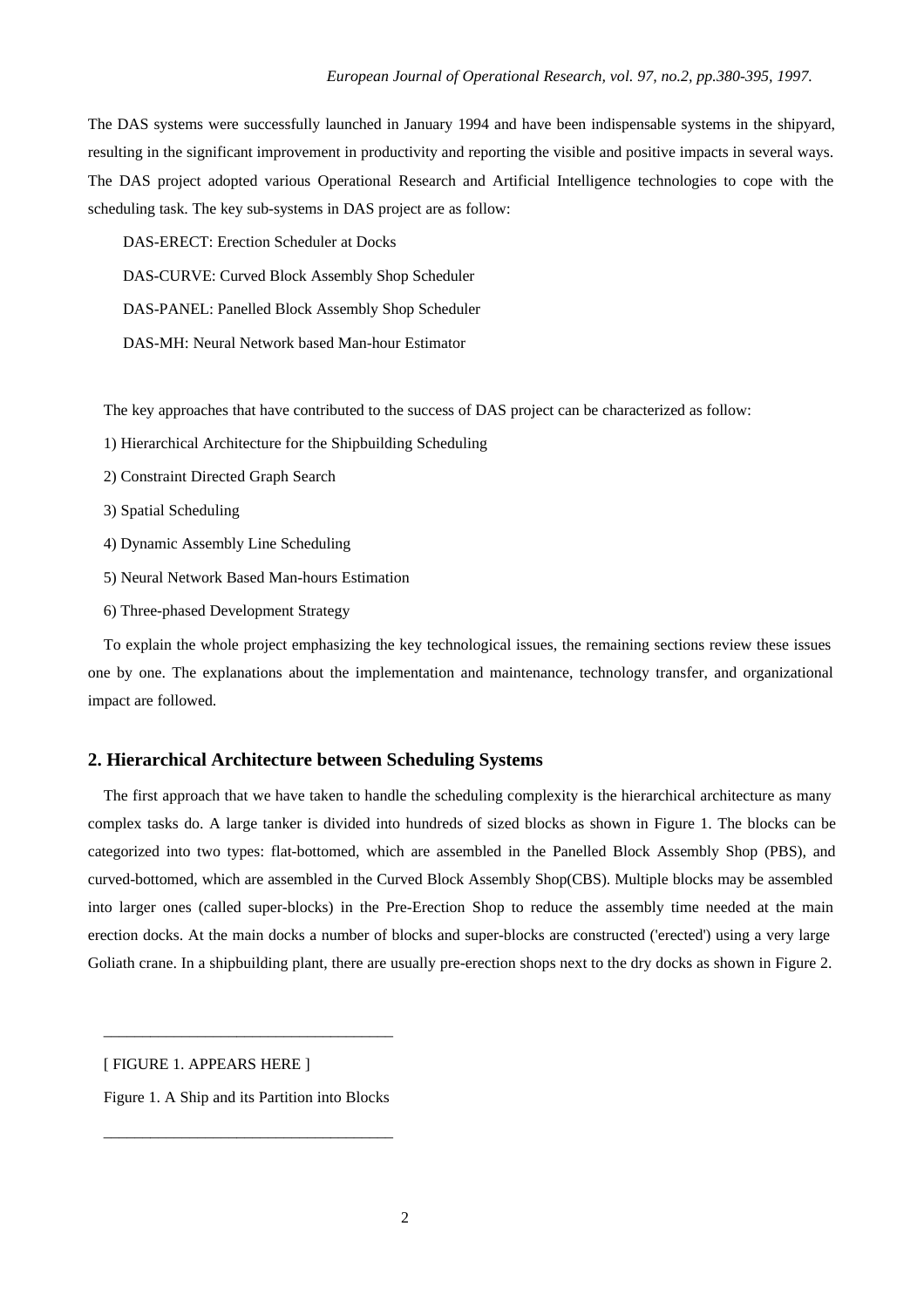The DAS systems were successfully launched in January 1994 and have been indispensable systems in the shipyard, resulting in the significant improvement in productivity and reporting the visible and positive impacts in several ways. The DAS project adopted various Operational Research and Artificial Intelligence technologies to cope with the scheduling task. The key sub-systems in DAS project are as follow:

DAS-ERECT: Erection Scheduler at Docks

DAS-CURVE: Curved Block Assembly Shop Scheduler

DAS-PANEL: Panelled Block Assembly Shop Scheduler

DAS-MH: Neural Network based Man-hour Estimator

The key approaches that have contributed to the success of DAS project can be characterized as follow:

1) Hierarchical Architecture for the Shipbuilding Scheduling

2) Constraint Directed Graph Search

3) Spatial Scheduling

4) Dynamic Assembly Line Scheduling

5) Neural Network Based Man-hours Estimation

6) Three-phased Development Strategy

To explain the whole project emphasizing the key technological issues, the remaining sections review these issues one by one. The explanations about the implementation and maintenance, technology transfer, and organizational impact are followed.

## 2. Hierarchical Architecture between Scheduling Systems

The first approach that we have taken to handle the scheduling complexity is the hierarchical architecture as many complex tasks do. A large tanker is divided into hundreds of sized blocks as shown in Figure 1. The blocks can be categorized into two types: flat-bottomed, which are assembled in the Panelled Block Assembly Shop (PBS), and curved-bottomed, which are assembled in the Curved Block Assembly Shop(CBS). Multiple blocks may be assembled into larger ones (called super-blocks) in the Pre-Erection Shop to reduce the assembly time needed at the main erection docks. At the main docks a number of blocks and super-blocks are constructed ('erected') using a very large Goliath crane. In a shipbuilding plant, there are usually pre-erection shops next to the dry docks as shown in Figure 2.

[ FIGURE 1. APPEARS HERE ]

Figure 1. A Ship and its Partition into Blocks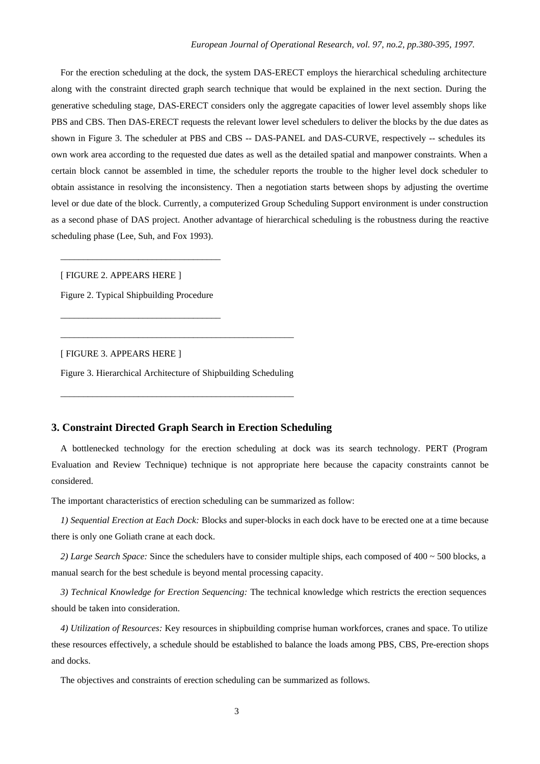For the erection scheduling at the dock, the system DAS-ERECT employs the hierarchical scheduling architecture along with the constraint directed graph search technique that would be explained in the next section. During the generative scheduling stage, DAS-ERECT considers only the aggregate capacities of lower level assembly shops like PBS and CBS. Then DAS-ERECT requests the relevant lower level schedulers to deliver the blocks by the due dates as shown in Figure 3. The scheduler at PBS and CBS -- DAS-PANEL and DAS-CURVE, respectively -- schedules its own work area according to the requested due dates as well as the detailed spatial and manpower constraints. When a certain block cannot be assembled in time, the scheduler reports the trouble to the higher level dock scheduler to obtain assistance in resolving the inconsistency. Then a negotiation starts between shops by adjusting the overtime level or due date of the block. Currently, a computerized Group Scheduling Support environment is under construction as a second phase of DAS project. Another advantage of hierarchical scheduling is the robustness during the reactive scheduling phase (Lee, Suh, and Fox 1993).

[ FIGURE 2. APPEARS HERE ]

Figure 2. Typical Shipbuilding Procedure

[ FIGURE 3. APPEARS HERE ]

Figure 3. Hierarchical Architecture of Shipbuilding Scheduling

## 3. Constraint Directed Graph Search in Erection Scheduling

A bottlenecked technology for the erection scheduling at dock was its search technology. PERT (Program Evaluation and Review Technique) technique is not appropriate here because the capacity constraints cannot be considered.

The important characteristics of erection scheduling can be summarized as follow:

*1) Sequential Erection at Each Dock:* Blocks and super-blocks in each dock have to be erected one at a time because there is only one Goliath crane at each dock.

*2) Large Search Space:* Since the schedulers have to consider multiple ships, each composed of 400 ~ 500 blocks, a manual search for the best schedule is beyond mental processing capacity.

*3) Technical Knowledge for Erection Sequencing:* The technical knowledge which restricts the erection sequences should be taken into consideration.

*4) Utilization of Resources:* Key resources in shipbuilding comprise human workforces, cranes and space. To utilize these resources effectively, a schedule should be established to balance the loads among PBS, CBS, Pre-erection shops and docks.

The objectives and constraints of erection scheduling can be summarized as follows.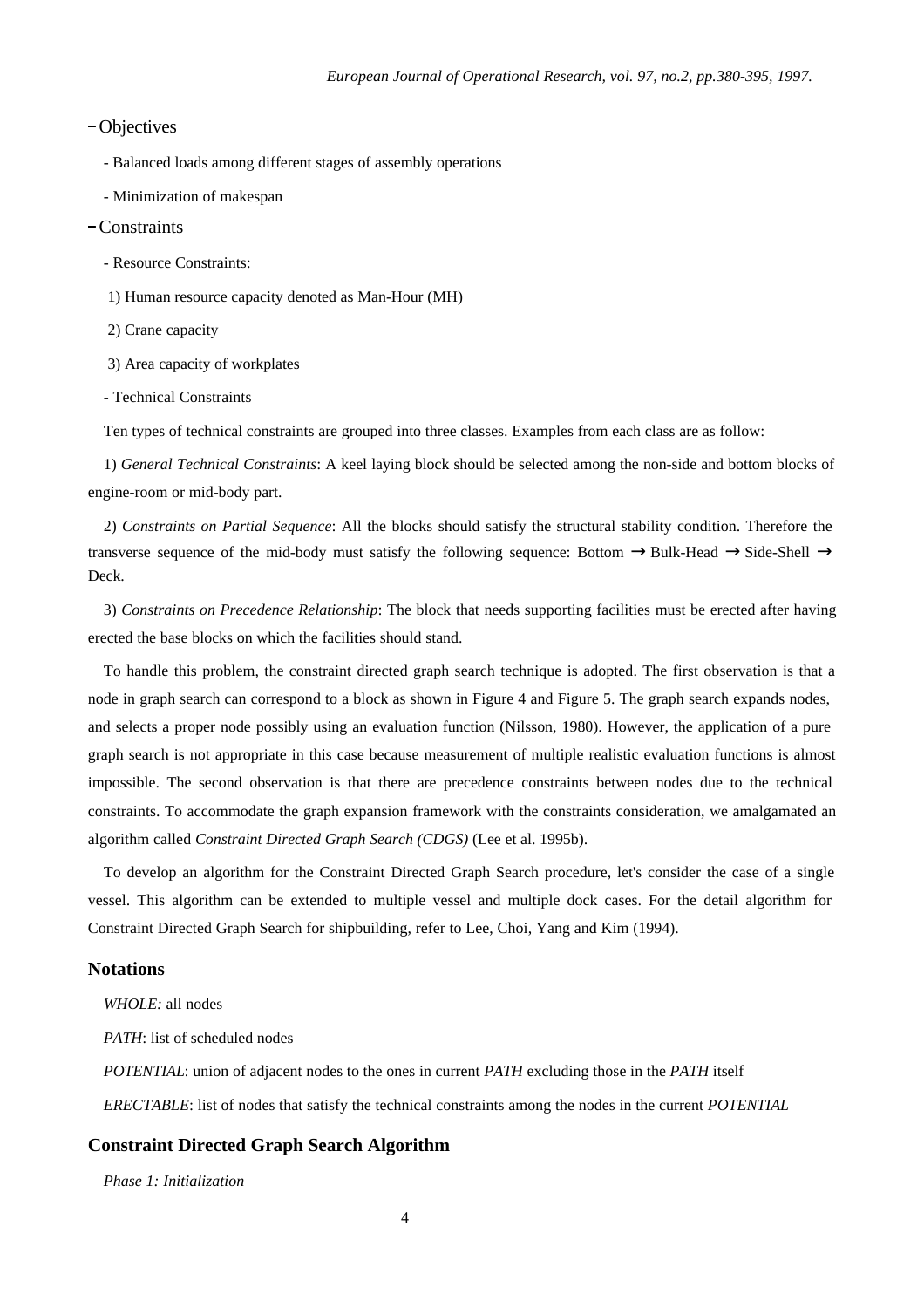- Objectives

  - Balanced loads among different stages of assembly operations

  - Minimization of makespan

- Constraints

  - Resource Constraints:

    1) Human resource capacity denoted as Man-Hour (MH)

    2) Crane capacity

    3) Area capacity of workplates

  - Technical Constraints

Ten types of technical constraints are grouped into three classes. Examples from each class are as follow:

1) *General Technical Constraints*: A keel laying block should be selected among the non-side and bottom blocks of engine-room or mid-body part.

2) *Constraints on Partial Sequence*: All the blocks should satisfy the structural stability condition. Therefore the transverse sequence of the mid-body must satisfy the following sequence: Bottom → Bulk-Head → Side-Shell → Deck.

3) *Constraints on Precedence Relationship*: The block that needs supporting facilities must be erected after having erected the base blocks on which the facilities should stand.

To handle this problem, the constraint directed graph search technique is adopted. The first observation is that a node in graph search can correspond to a block as shown in Figure 4 and Figure 5. The graph search expands nodes, and selects a proper node possibly using an evaluation function (Nilsson, 1980). However, the application of a pure graph search is not appropriate in this case because measurement of multiple realistic evaluation functions is almost impossible. The second observation is that there are precedence constraints between nodes due to the technical constraints. To accommodate the graph expansion framework with the constraints consideration, we amalgamated an algorithm called *Constraint Directed Graph Search (CDGS)* (Lee et al. 1995b).

To develop an algorithm for the Constraint Directed Graph Search procedure, let's consider the case of a single vessel. This algorithm can be extended to multiple vessel and multiple dock cases. For the detail algorithm for Constraint Directed Graph Search for shipbuilding, refer to Lee, Choi, Yang and Kim (1994).

### Notations

*WHOLE:* all nodes

*PATH*: list of scheduled nodes

*POTENTIAL*: union of adjacent nodes to the ones in current *PATH* excluding those in the *PATH* itself

*ERECTABLE*: list of nodes that satisfy the technical constraints among the nodes in the current *POTENTIAL*

### Constraint Directed Graph Search Algorithm

*Phase 1: Initialization*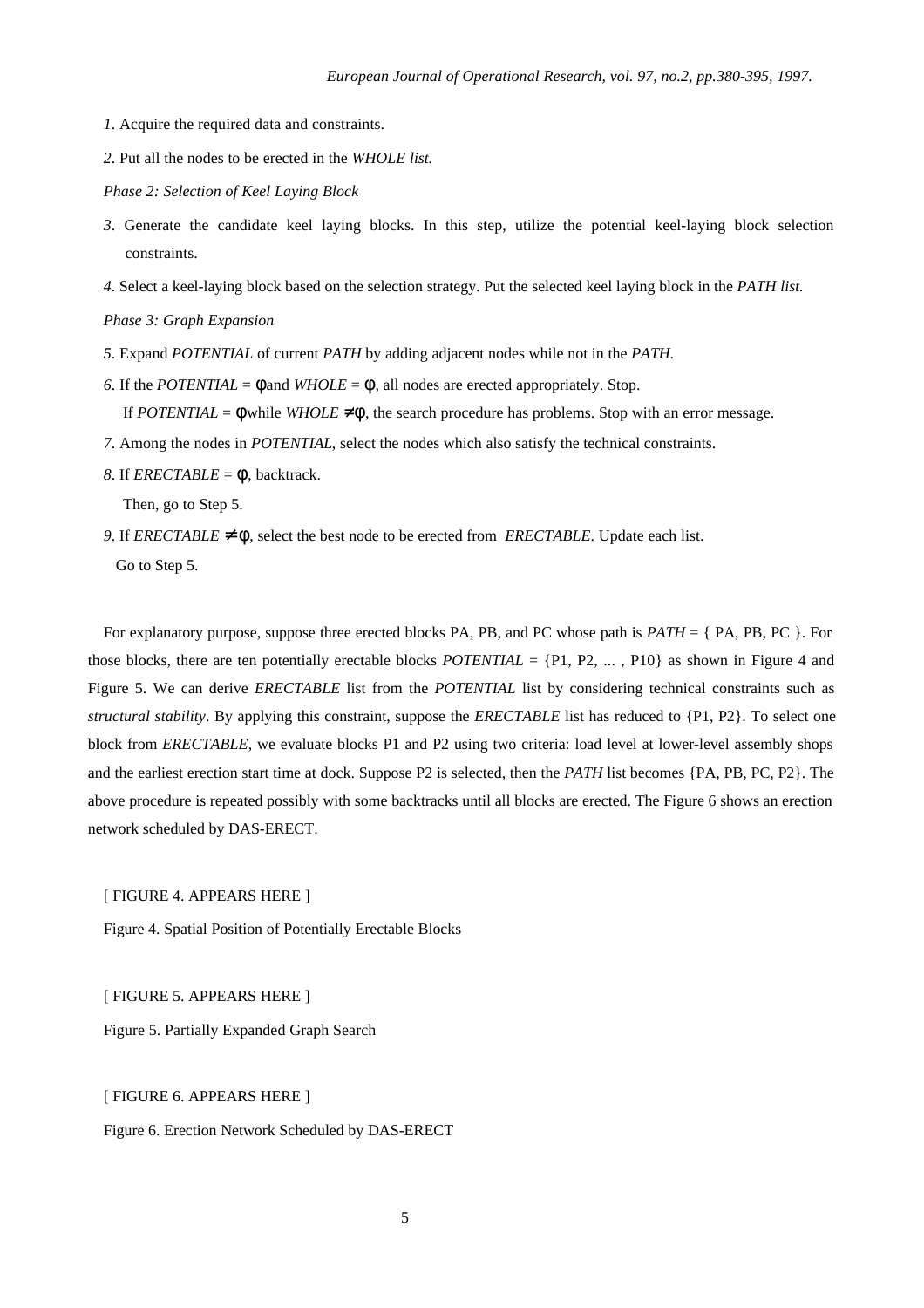*1*. Acquire the required data and constraints.

*2*. Put all the nodes to be erected in the *WHOLE list.*

*Phase 2: Selection of Keel Laying Block*

*3*. Generate the candidate keel laying blocks. In this step, utilize the potential keel-laying block selection constraints.

*4*. Select a keel-laying block based on the selection strategy. Put the selected keel laying block in the *PATH list.*

*Phase 3: Graph Expansion*

*5*. Expand *POTENTIAL* of current *PATH* by adding adjacent nodes while not in the *PATH*.

*6*. If the *POTENTIAL* = $\phi$ and *WHOLE* = $\phi$, all nodes are erected appropriately. Stop.
If *POTENTIAL* = $\phi$ while *WHOLE* $\neq \phi$, the search procedure has problems. Stop with an error message.

*7*. Among the nodes in *POTENTIAL*, select the nodes which also satisfy the technical constraints.

*8*. If *ERECTABLE* = $\phi$, backtrack.
Then, go to Step 5.

*9*. If *ERECTABLE* $\neq \phi$, select the best node to be erected from *ERECTABLE*. Update each list.
Go to Step 5.

For explanatory purpose, suppose three erected blocks PA, PB, and PC whose path is *PATH* = { PA, PB, PC }. For those blocks, there are ten potentially erectable blocks *POTENTIAL* = {P1, P2, ... , P10} as shown in Figure 4 and Figure 5. We can derive *ERECTABLE* list from the *POTENTIAL* list by considering technical constraints such as *structural stability*. By applying this constraint, suppose the *ERECTABLE* list has reduced to {P1, P2}. To select one block from *ERECTABLE,* we evaluate blocks P1 and P2 using two criteria: load level at lower-level assembly shops and the earliest erection start time at dock. Suppose P2 is selected, then the *PATH* list becomes {PA, PB, PC, P2}. The above procedure is repeated possibly with some backtracks until all blocks are erected. The Figure 6 shows an erection network scheduled by DAS-ERECT.

[ FIGURE 4. APPEARS HERE ]

Figure 4. Spatial Position of Potentially Erectable Blocks

[ FIGURE 5. APPEARS HERE ]

Figure 5. Partially Expanded Graph Search

[ FIGURE 6. APPEARS HERE ]

Figure 6. Erection Network Scheduled by DAS-ERECT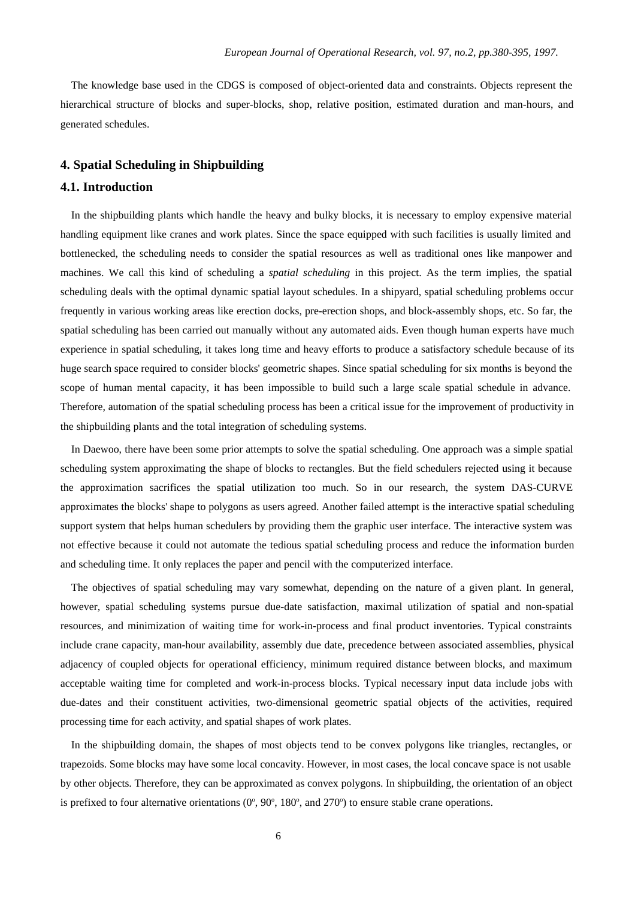The knowledge base used in the CDGS is composed of object-oriented data and constraints. Objects represent the hierarchical structure of blocks and super-blocks, shop, relative position, estimated duration and man-hours, and generated schedules.

## 4. Spatial Scheduling in Shipbuilding

### 4.1. Introduction

In the shipbuilding plants which handle the heavy and bulky blocks, it is necessary to employ expensive material handling equipment like cranes and work plates. Since the space equipped with such facilities is usually limited and bottlenecked, the scheduling needs to consider the spatial resources as well as traditional ones like manpower and machines. We call this kind of scheduling a *spatial scheduling* in this project. As the term implies, the spatial scheduling deals with the optimal dynamic spatial layout schedules. In a shipyard, spatial scheduling problems occur frequently in various working areas like erection docks, pre-erection shops, and block-assembly shops, etc. So far, the spatial scheduling has been carried out manually without any automated aids. Even though human experts have much experience in spatial scheduling, it takes long time and heavy efforts to produce a satisfactory schedule because of its huge search space required to consider blocks' geometric shapes. Since spatial scheduling for six months is beyond the scope of human mental capacity, it has been impossible to build such a large scale spatial schedule in advance. Therefore, automation of the spatial scheduling process has been a critical issue for the improvement of productivity in the shipbuilding plants and the total integration of scheduling systems.

In Daewoo, there have been some prior attempts to solve the spatial scheduling. One approach was a simple spatial scheduling system approximating the shape of blocks to rectangles. But the field schedulers rejected using it because the approximation sacrifices the spatial utilization too much. So in our research, the system DAS-CURVE approximates the blocks' shape to polygons as users agreed. Another failed attempt is the interactive spatial scheduling support system that helps human schedulers by providing them the graphic user interface. The interactive system was not effective because it could not automate the tedious spatial scheduling process and reduce the information burden and scheduling time. It only replaces the paper and pencil with the computerized interface.

The objectives of spatial scheduling may vary somewhat, depending on the nature of a given plant. In general, however, spatial scheduling systems pursue due-date satisfaction, maximal utilization of spatial and non-spatial resources, and minimization of waiting time for work-in-process and final product inventories. Typical constraints include crane capacity, man-hour availability, assembly due date, precedence between associated assemblies, physical adjacency of coupled objects for operational efficiency, minimum required distance between blocks, and maximum acceptable waiting time for completed and work-in-process blocks. Typical necessary input data include jobs with due-dates and their constituent activities, two-dimensional geometric spatial objects of the activities, required processing time for each activity, and spatial shapes of work plates.

In the shipbuilding domain, the shapes of most objects tend to be convex polygons like triangles, rectangles, or trapezoids. Some blocks may have some local concavity. However, in most cases, the local concave space is not usable by other objects. Therefore, they can be approximated as convex polygons. In shipbuilding, the orientation of an object is prefixed to four alternative orientations ($0^{o}$, $90^{o}$, $180^{o}$, and $270^{o}$) to ensure stable crane operations.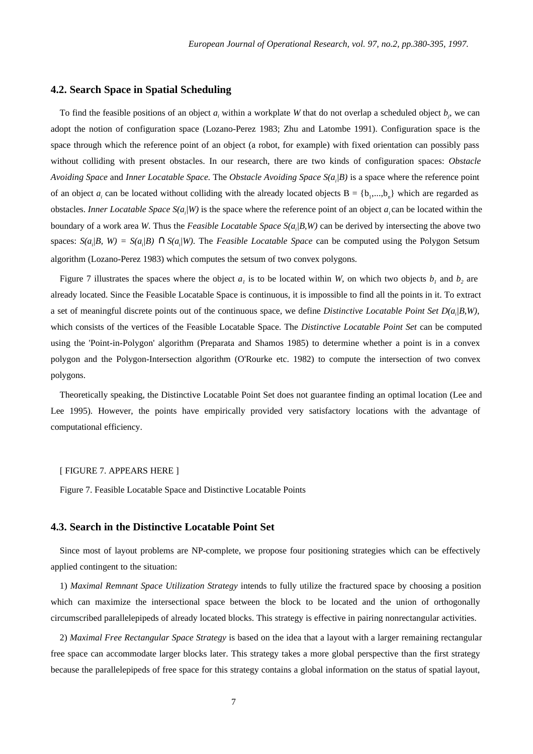### 4.2. Search Space in Spatial Scheduling

To find the feasible positions of an object $a_i$ within a workplate *W* that do not overlap a scheduled object $b_j$, we can adopt the notion of configuration space (Lozano-Perez 1983; Zhu and Latombe 1991). Configuration space is the space through which the reference point of an object (a robot, for example) with fixed orientation can possibly pass without colliding with present obstacles. In our research, there are two kinds of configuration spaces: *Obstacle Avoiding Space* and *Inner Locatable Space.* The *Obstacle Avoiding Space* $S(a_i|B)$ is a space where the reference point of an object $a_i$ can be located without colliding with the already located objects $B = \{b_1,...,b_n\}$ which are regarded as obstacles. *Inner Locatable Space* $S(a_i|W)$ is the space where the reference point of an object $a_i$ can be located within the boundary of a work area *W*. Thus the *Feasible Locatable Space* $S(a_i|B,W)$ can be derived by intersecting the above two spaces: $S(a_i|B, W) = S(a_i|B) \cap S(a_i|W)$. The *Feasible Locatable Space* can be computed using the Polygon Setsum algorithm (Lozano-Perez 1983) which computes the setsum of two convex polygons.

Figure 7 illustrates the spaces where the object $a_1$ is to be located within *W*, on which two objects $b_1$ and $b_2$ are already located. Since the Feasible Locatable Space is continuous, it is impossible to find all the points in it. To extract a set of meaningful discrete points out of the continuous space, we define *Distinctive Locatable Point Set* $D(a_i|B,W)$, which consists of the vertices of the Feasible Locatable Space. The *Distinctive Locatable Point Set* can be computed using the 'Point-in-Polygon' algorithm (Preparata and Shamos 1985) to determine whether a point is in a convex polygon and the Polygon-Intersection algorithm (O'Rourke etc. 1982) to compute the intersection of two convex polygons.

Theoretically speaking, the Distinctive Locatable Point Set does not guarantee finding an optimal location (Lee and Lee 1995). However, the points have empirically provided very satisfactory locations with the advantage of computational efficiency.

[ FIGURE 7. APPEARS HERE ]

Figure 7. Feasible Locatable Space and Distinctive Locatable Points

### 4.3. Search in the Distinctive Locatable Point Set

Since most of layout problems are NP-complete, we propose four positioning strategies which can be effectively applied contingent to the situation:

1) *Maximal Remnant Space Utilization Strategy* intends to fully utilize the fractured space by choosing a position which can maximize the intersectional space between the block to be located and the union of orthogonally circumscribed parallelepipeds of already located blocks. This strategy is effective in pairing nonrectangular activities.

2) *Maximal Free Rectangular Space Strategy* is based on the idea that a layout with a larger remaining rectangular free space can accommodate larger blocks later. This strategy takes a more global perspective than the first strategy because the parallelepipeds of free space for this strategy contains a global information on the status of spatial layout,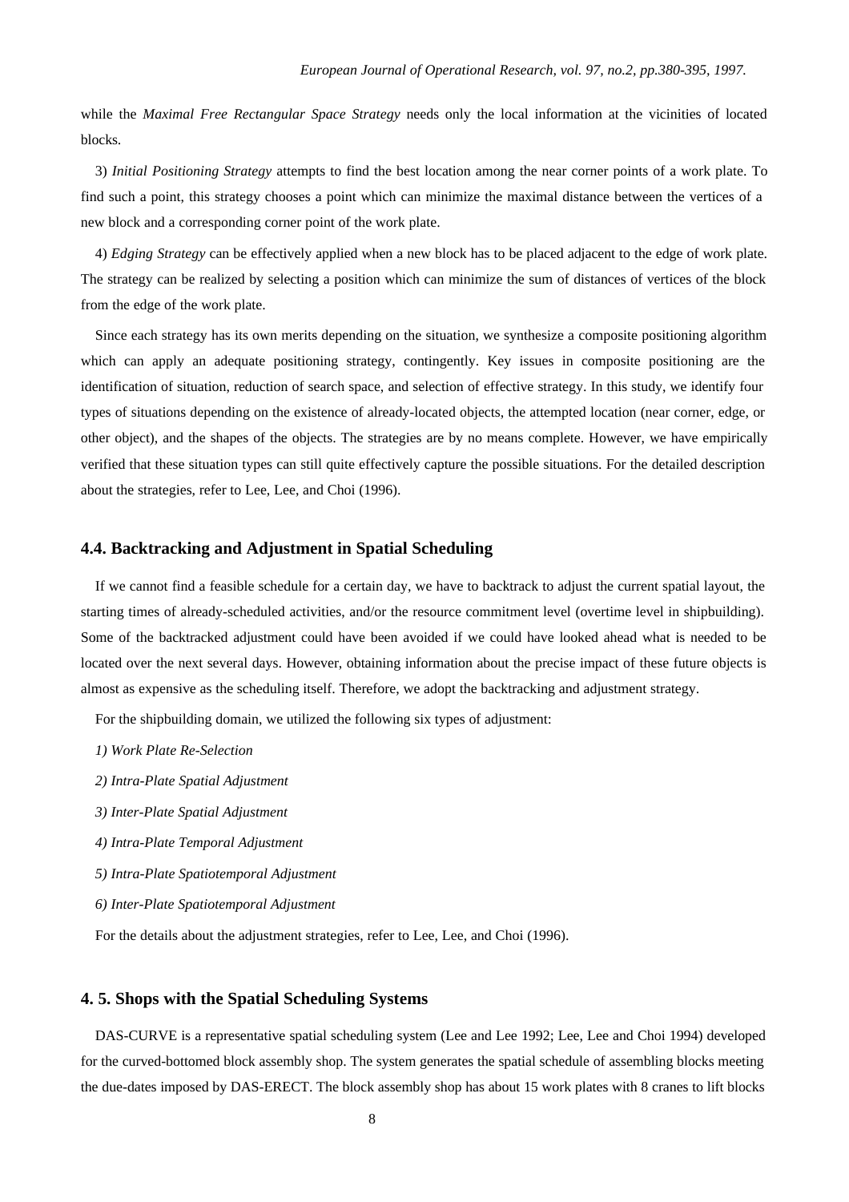while the *Maximal Free Rectangular Space Strategy* needs only the local information at the vicinities of located blocks.

3) *Initial Positioning Strategy* attempts to find the best location among the near corner points of a work plate. To find such a point, this strategy chooses a point which can minimize the maximal distance between the vertices of a new block and a corresponding corner point of the work plate.

4) *Edging Strategy* can be effectively applied when a new block has to be placed adjacent to the edge of work plate. The strategy can be realized by selecting a position which can minimize the sum of distances of vertices of the block from the edge of the work plate.

Since each strategy has its own merits depending on the situation, we synthesize a composite positioning algorithm which can apply an adequate positioning strategy, contingently. Key issues in composite positioning are the identification of situation, reduction of search space, and selection of effective strategy. In this study, we identify four types of situations depending on the existence of already-located objects, the attempted location (near corner, edge, or other object), and the shapes of the objects. The strategies are by no means complete. However, we have empirically verified that these situation types can still quite effectively capture the possible situations. For the detailed description about the strategies, refer to Lee, Lee, and Choi (1996).

### 4.4. Backtracking and Adjustment in Spatial Scheduling

If we cannot find a feasible schedule for a certain day, we have to backtrack to adjust the current spatial layout, the starting times of already-scheduled activities, and/or the resource commitment level (overtime level in shipbuilding). Some of the backtracked adjustment could have been avoided if we could have looked ahead what is needed to be located over the next several days. However, obtaining information about the precise impact of these future objects is almost as expensive as the scheduling itself. Therefore, we adopt the backtracking and adjustment strategy.

For the shipbuilding domain, we utilized the following six types of adjustment:

*1) Work Plate Re-Selection*

*2) Intra-Plate Spatial Adjustment*

*3) Inter-Plate Spatial Adjustment*

*4) Intra-Plate Temporal Adjustment*

*5) Intra-Plate Spatiotemporal Adjustment*

*6) Inter-Plate Spatiotemporal Adjustment*

For the details about the adjustment strategies, refer to Lee, Lee, and Choi (1996).

### 4. 5. Shops with the Spatial Scheduling Systems

DAS-CURVE is a representative spatial scheduling system (Lee and Lee 1992; Lee, Lee and Choi 1994) developed for the curved-bottomed block assembly shop. The system generates the spatial schedule of assembling blocks meeting the due-dates imposed by DAS-ERECT. The block assembly shop has about 15 work plates with 8 cranes to lift blocks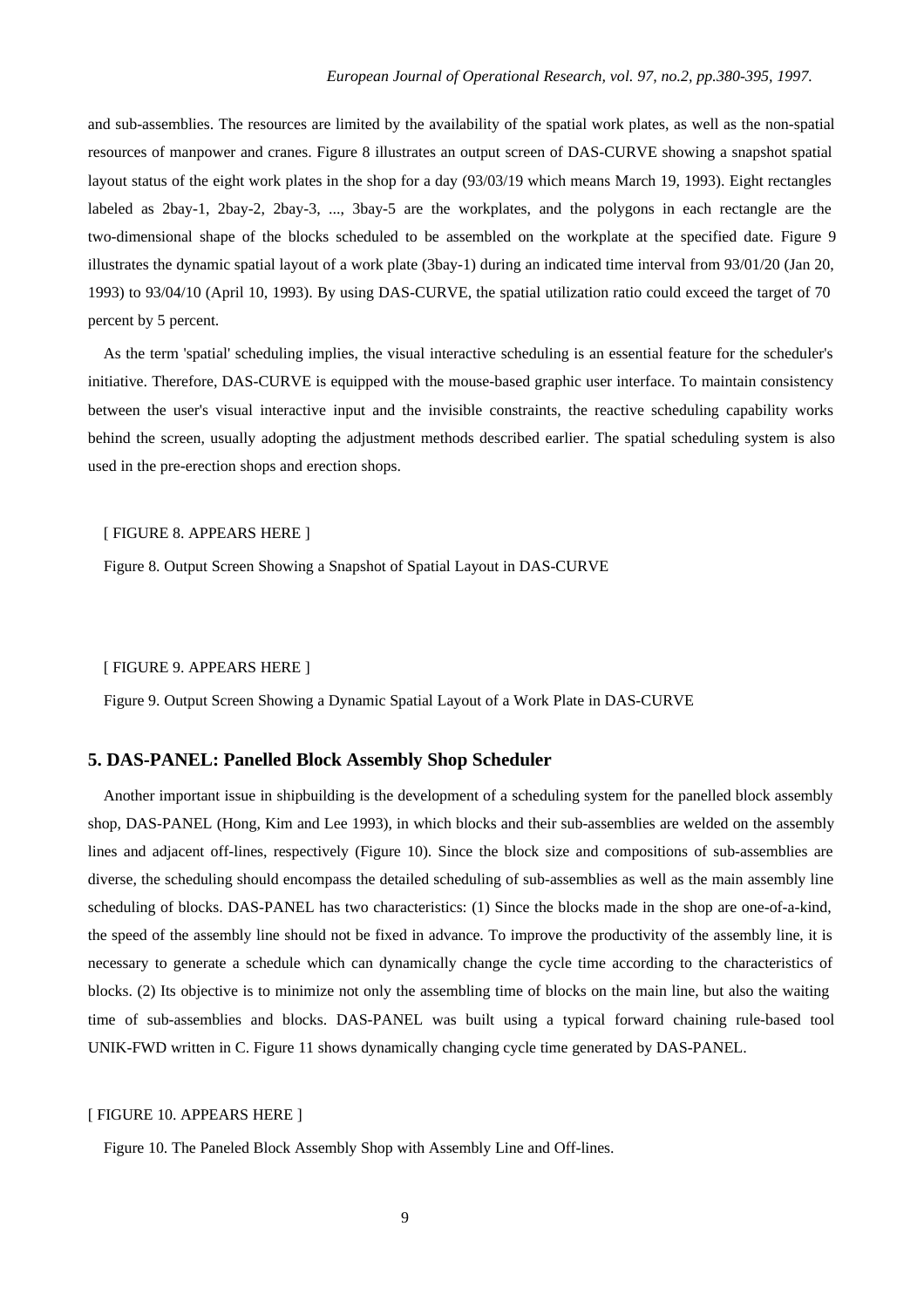and sub-assemblies. The resources are limited by the availability of the spatial work plates, as well as the non-spatial resources of manpower and cranes. Figure 8 illustrates an output screen of DAS-CURVE showing a snapshot spatial layout status of the eight work plates in the shop for a day (93/03/19 which means March 19, 1993). Eight rectangles labeled as 2bay-1, 2bay-2, 2bay-3, ..., 3bay-5 are the workplates, and the polygons in each rectangle are the two-dimensional shape of the blocks scheduled to be assembled on the workplate at the specified date. Figure 9 illustrates the dynamic spatial layout of a work plate (3bay-1) during an indicated time interval from 93/01/20 (Jan 20, 1993) to 93/04/10 (April 10, 1993). By using DAS-CURVE, the spatial utilization ratio could exceed the target of 70 percent by 5 percent.

As the term 'spatial' scheduling implies, the visual interactive scheduling is an essential feature for the scheduler's initiative. Therefore, DAS-CURVE is equipped with the mouse-based graphic user interface. To maintain consistency between the user's visual interactive input and the invisible constraints, the reactive scheduling capability works behind the screen, usually adopting the adjustment methods described earlier. The spatial scheduling system is also used in the pre-erection shops and erection shops.

[ FIGURE 8. APPEARS HERE ]

Figure 8. Output Screen Showing a Snapshot of Spatial Layout in DAS-CURVE

[ FIGURE 9. APPEARS HERE ]

Figure 9. Output Screen Showing a Dynamic Spatial Layout of a Work Plate in DAS-CURVE

## 5. DAS-PANEL: Panelled Block Assembly Shop Scheduler

Another important issue in shipbuilding is the development of a scheduling system for the panelled block assembly shop, DAS-PANEL (Hong, Kim and Lee 1993), in which blocks and their sub-assemblies are welded on the assembly lines and adjacent off-lines, respectively (Figure 10). Since the block size and compositions of sub-assemblies are diverse, the scheduling should encompass the detailed scheduling of sub-assemblies as well as the main assembly line scheduling of blocks. DAS-PANEL has two characteristics: (1) Since the blocks made in the shop are one-of-a-kind, the speed of the assembly line should not be fixed in advance. To improve the productivity of the assembly line, it is necessary to generate a schedule which can dynamically change the cycle time according to the characteristics of blocks. (2) Its objective is to minimize not only the assembling time of blocks on the main line, but also the waiting time of sub-assemblies and blocks. DAS-PANEL was built using a typical forward chaining rule-based tool UNIK-FWD written in C. Figure 11 shows dynamically changing cycle time generated by DAS-PANEL.

[ FIGURE 10. APPEARS HERE ]

Figure 10. The Paneled Block Assembly Shop with Assembly Line and Off-lines.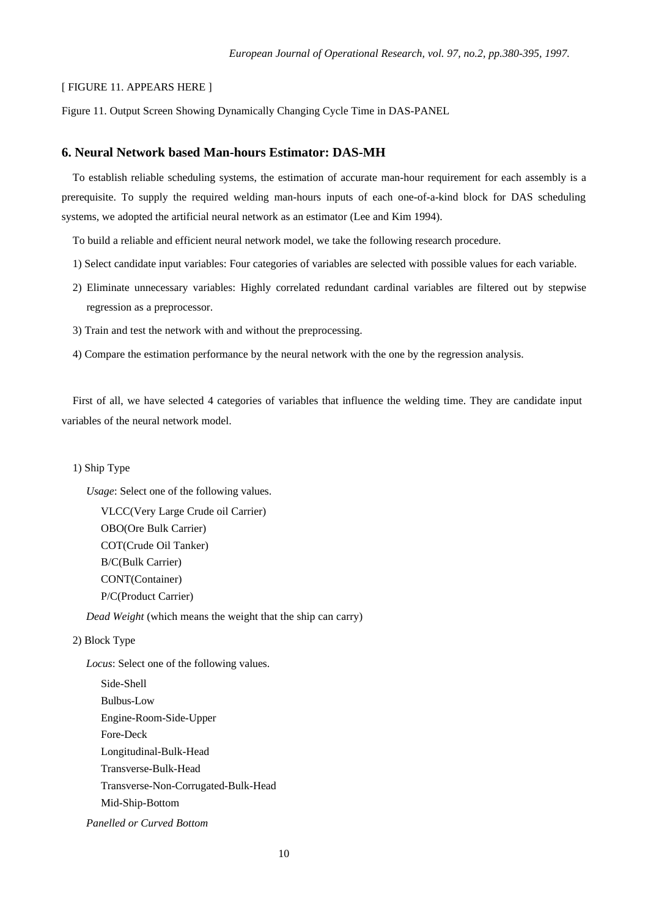[ FIGURE 11. APPEARS HERE ]

Figure 11. Output Screen Showing Dynamically Changing Cycle Time in DAS-PANEL

## 6. Neural Network based Man-hours Estimator: DAS-MH

To establish reliable scheduling systems, the estimation of accurate man-hour requirement for each assembly is a prerequisite. To supply the required welding man-hours inputs of each one-of-a-kind block for DAS scheduling systems, we adopted the artificial neural network as an estimator (Lee and Kim 1994).

To build a reliable and efficient neural network model, we take the following research procedure.

1) Select candidate input variables: Four categories of variables are selected with possible values for each variable.

2) Eliminate unnecessary variables: Highly correlated redundant cardinal variables are filtered out by stepwise regression as a preprocessor.

3) Train and test the network with and without the preprocessing.

4) Compare the estimation performance by the neural network with the one by the regression analysis.

First of all, we have selected 4 categories of variables that influence the welding time. They are candidate input variables of the neural network model.

1) Ship Type

*Usage*: Select one of the following values.

- VLCC(Very Large Crude oil Carrier)
- OBO(Ore Bulk Carrier)
- COT(Crude Oil Tanker)
- B/C(Bulk Carrier)
- CONT(Container)
- P/C(Product Carrier)

*Dead Weight* (which means the weight that the ship can carry)

2) Block Type

*Locus*: Select one of the following values.

- Side-Shell
- Bulbus-Low
- Engine-Room-Side-Upper
- Fore-Deck
- Longitudinal-Bulk-Head
- Transverse-Bulk-Head
- Transverse-Non-Corrugated-Bulk-Head
- Mid-Ship-Bottom

*Panelled or Curved Bottom*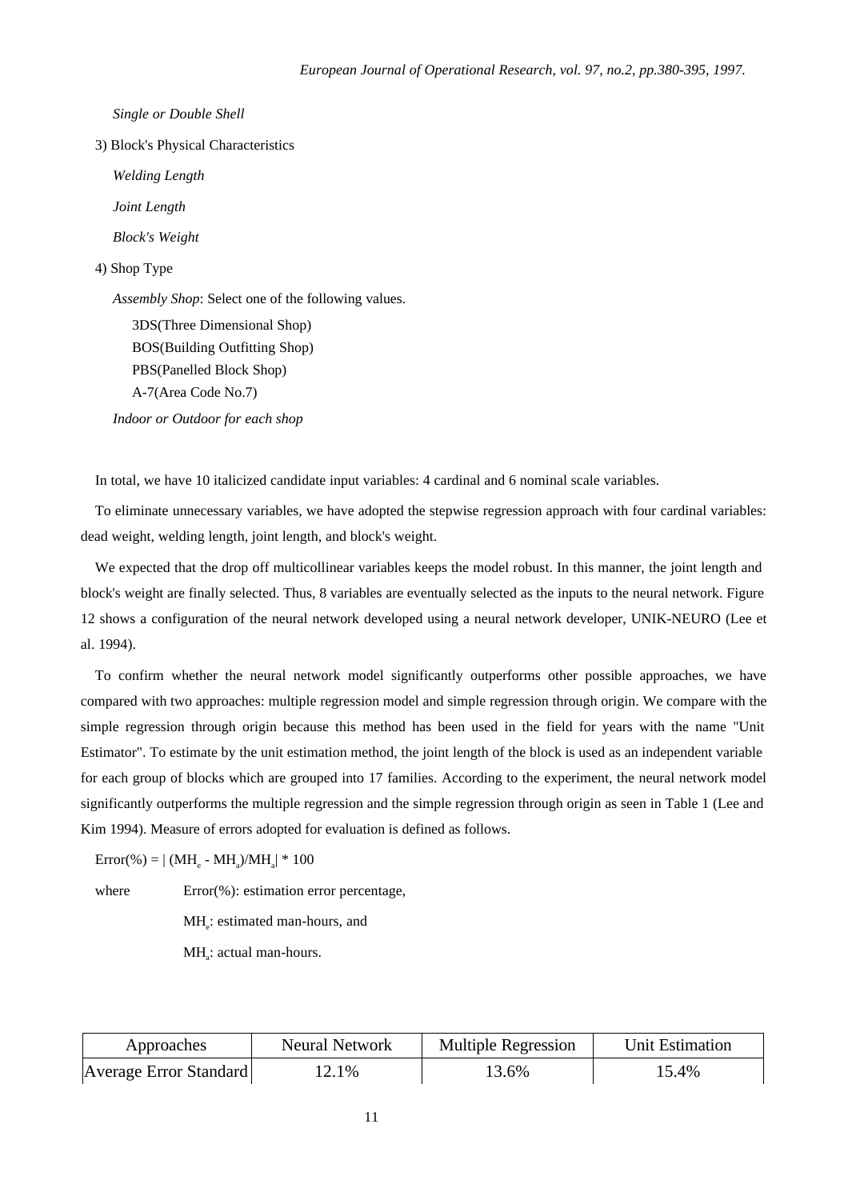*Single or Double Shell*

3) Block's Physical Characteristics

*Welding Length*

*Joint Length*

*Block's Weight*

4) Shop Type

*Assembly Shop*: Select one of the following values.

3DS(Three Dimensional Shop)
BOS(Building Outfitting Shop)
PBS(Panelled Block Shop)
A-7(Area Code No.7)

*Indoor or Outdoor for each shop*

In total, we have 10 italicized candidate input variables: 4 cardinal and 6 nominal scale variables.

To eliminate unnecessary variables, we have adopted the stepwise regression approach with four cardinal variables: dead weight, welding length, joint length, and block's weight.

We expected that the drop off multicollinear variables keeps the model robust. In this manner, the joint length and block's weight are finally selected. Thus, 8 variables are eventually selected as the inputs to the neural network. Figure 12 shows a configuration of the neural network developed using a neural network developer, UNIK-NEURO (Lee et al. 1994).

To confirm whether the neural network model significantly outperforms other possible approaches, we have compared with two approaches: multiple regression model and simple regression through origin. We compare with the simple regression through origin because this method has been used in the field for years with the name "Unit Estimator". To estimate by the unit estimation method, the joint length of the block is used as an independent variable for each group of blocks which are grouped into 17 families. According to the experiment, the neural network model significantly outperforms the multiple regression and the simple regression through origin as seen in Table 1 (Lee and Kim 1994). Measure of errors adopted for evaluation is defined as follows.

$$\text{Error}(\%) = |(MH_e - MH_a)/MH_a| * 100$$

where Error(%): estimation error percentage,

$MH_e$: estimated man-hours, and

$MH_a$: actual man-hours.

| Approaches | Neural Network | Multiple Regression | Unit Estimation |
|---|---|---|---|
| Average Error Standard | 12.1% | 13.6% | 15.4% |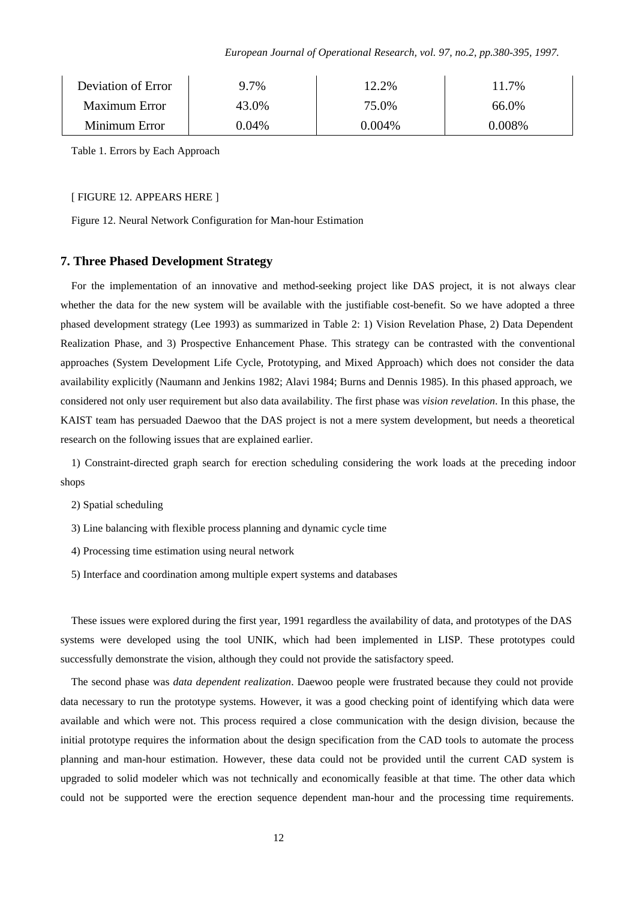| Deviation of Error | 9.7% | 12.2% | 11.7% |
|---|---|---|---|
| Maximum Error | 43.0% | 75.0% | 66.0% |
| Minimum Error | 0.04% | 0.004% | 0.008% |

Table 1. Errors by Each Approach

[ FIGURE 12. APPEARS HERE ]

Figure 12. Neural Network Configuration for Man-hour Estimation

## 7. Three Phased Development Strategy

For the implementation of an innovative and method-seeking project like DAS project, it is not always clear whether the data for the new system will be available with the justifiable cost-benefit. So we have adopted a three phased development strategy (Lee 1993) as summarized in Table 2: 1) Vision Revelation Phase, 2) Data Dependent Realization Phase, and 3) Prospective Enhancement Phase. This strategy can be contrasted with the conventional approaches (System Development Life Cycle, Prototyping, and Mixed Approach) which does not consider the data availability explicitly (Naumann and Jenkins 1982; Alavi 1984; Burns and Dennis 1985). In this phased approach, we considered not only user requirement but also data availability. The first phase was *vision revelation*. In this phase, the KAIST team has persuaded Daewoo that the DAS project is not a mere system development, but needs a theoretical research on the following issues that are explained earlier.

1) Constraint-directed graph search for erection scheduling considering the work loads at the preceding indoor shops

2) Spatial scheduling

3) Line balancing with flexible process planning and dynamic cycle time

4) Processing time estimation using neural network

5) Interface and coordination among multiple expert systems and databases

These issues were explored during the first year, 1991 regardless the availability of data, and prototypes of the DAS systems were developed using the tool UNIK, which had been implemented in LISP. These prototypes could successfully demonstrate the vision, although they could not provide the satisfactory speed.

The second phase was *data dependent realization*. Daewoo people were frustrated because they could not provide data necessary to run the prototype systems. However, it was a good checking point of identifying which data were available and which were not. This process required a close communication with the design division, because the initial prototype requires the information about the design specification from the CAD tools to automate the process planning and man-hour estimation. However, these data could not be provided until the current CAD system is upgraded to solid modeler which was not technically and economically feasible at that time. The other data which could not be supported were the erection sequence dependent man-hour and the processing time requirements.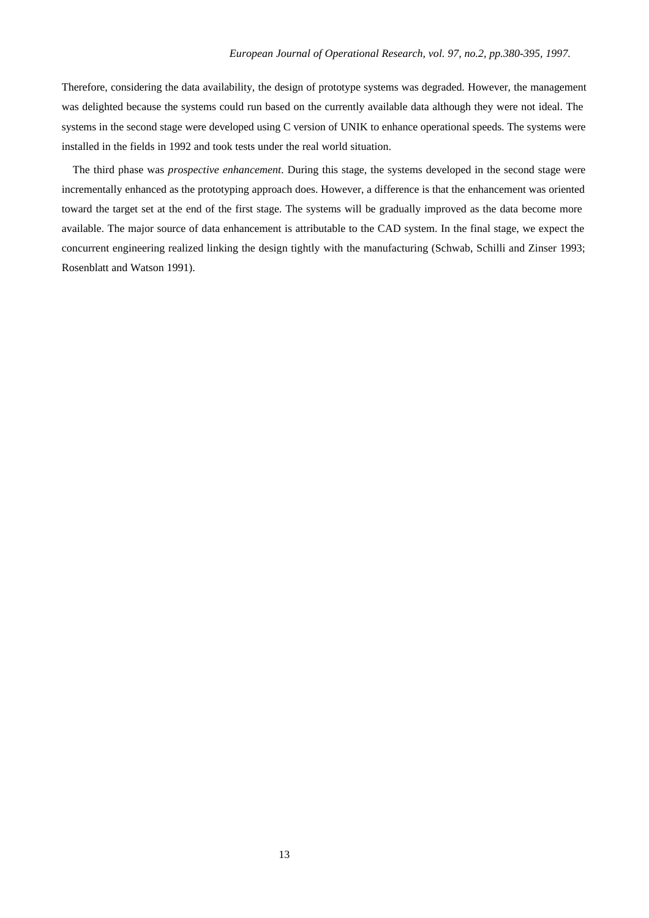Therefore, considering the data availability, the design of prototype systems was degraded. However, the management was delighted because the systems could run based on the currently available data although they were not ideal. The systems in the second stage were developed using C version of UNIK to enhance operational speeds. The systems were installed in the fields in 1992 and took tests under the real world situation.

The third phase was *prospective enhancement*. During this stage, the systems developed in the second stage were incrementally enhanced as the prototyping approach does. However, a difference is that the enhancement was oriented toward the target set at the end of the first stage. The systems will be gradually improved as the data become more available. The major source of data enhancement is attributable to the CAD system. In the final stage, we expect the concurrent engineering realized linking the design tightly with the manufacturing (Schwab, Schilli and Zinser 1993; Rosenblatt and Watson 1991).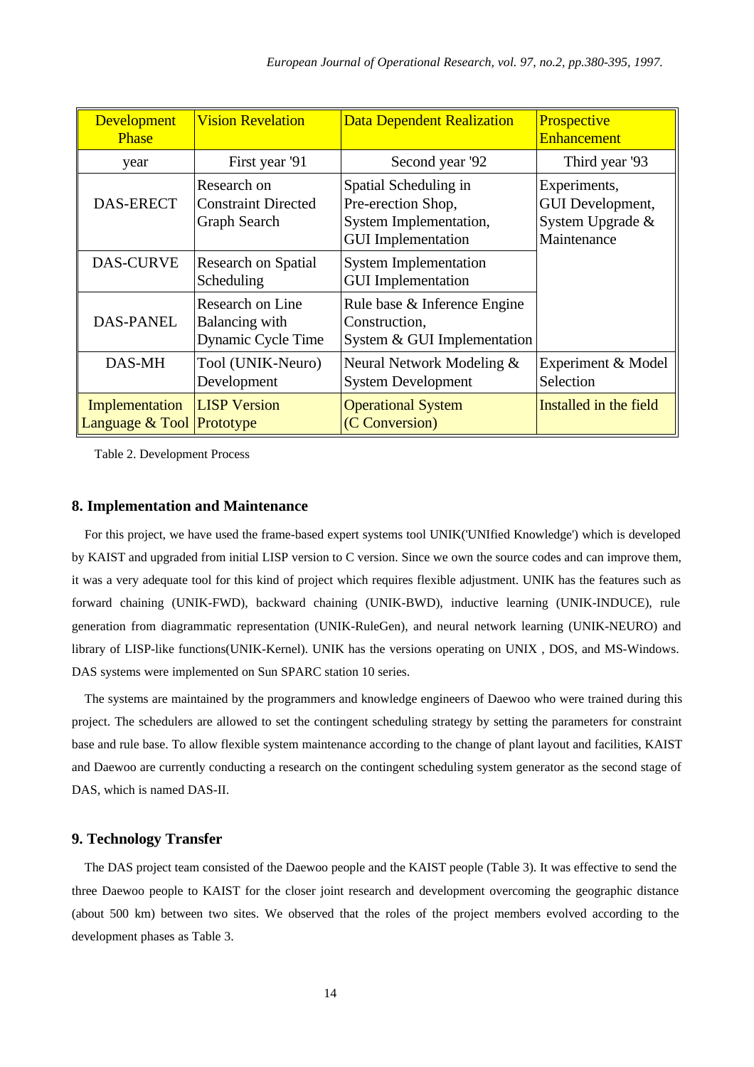| Development Phase | Vision Revelation | Data Dependent Realization | Prospective Enhancement |
|---|---|---|---|
| year | First year '91 | Second year '92 | Third year '93 |
| DAS-ERECT | Research on Constraint Directed Graph Search | Spatial Scheduling in Pre-erection Shop, System Implementation, GUI Implementation | Experiments, GUI Development, System Upgrade & Maintenance |
| DAS-CURVE | Research on Spatial Scheduling | System Implementation GUI Implementation | |
| DAS-PANEL | Research on Line Balancing with Dynamic Cycle Time | Rule base & Inference Engine Construction, System & GUI Implementation | |
| DAS-MH | Tool (UNIK-Neuro) Development | Neural Network Modeling & System Development | Experiment & Model Selection |
| Implementation Language & Tool | LISP Version Prototype | Operational System (C Conversion) | Installed in the field |

Table 2. Development Process

## 8. Implementation and Maintenance

For this project, we have used the frame-based expert systems tool UNIK('UNIfied Knowledge') which is developed by KAIST and upgraded from initial LISP version to C version. Since we own the source codes and can improve them, it was a very adequate tool for this kind of project which requires flexible adjustment. UNIK has the features such as forward chaining (UNIK-FWD), backward chaining (UNIK-BWD), inductive learning (UNIK-INDUCE), rule generation from diagrammatic representation (UNIK-RuleGen), and neural network learning (UNIK-NEURO) and library of LISP-like functions(UNIK-Kernel). UNIK has the versions operating on UNIX , DOS, and MS-Windows. DAS systems were implemented on Sun SPARC station 10 series.

The systems are maintained by the programmers and knowledge engineers of Daewoo who were trained during this project. The schedulers are allowed to set the contingent scheduling strategy by setting the parameters for constraint base and rule base. To allow flexible system maintenance according to the change of plant layout and facilities, KAIST and Daewoo are currently conducting a research on the contingent scheduling system generator as the second stage of DAS, which is named DAS-II.

## 9. Technology Transfer

The DAS project team consisted of the Daewoo people and the KAIST people (Table 3). It was effective to send the three Daewoo people to KAIST for the closer joint research and development overcoming the geographic distance (about 500 km) between two sites. We observed that the roles of the project members evolved according to the development phases as Table 3.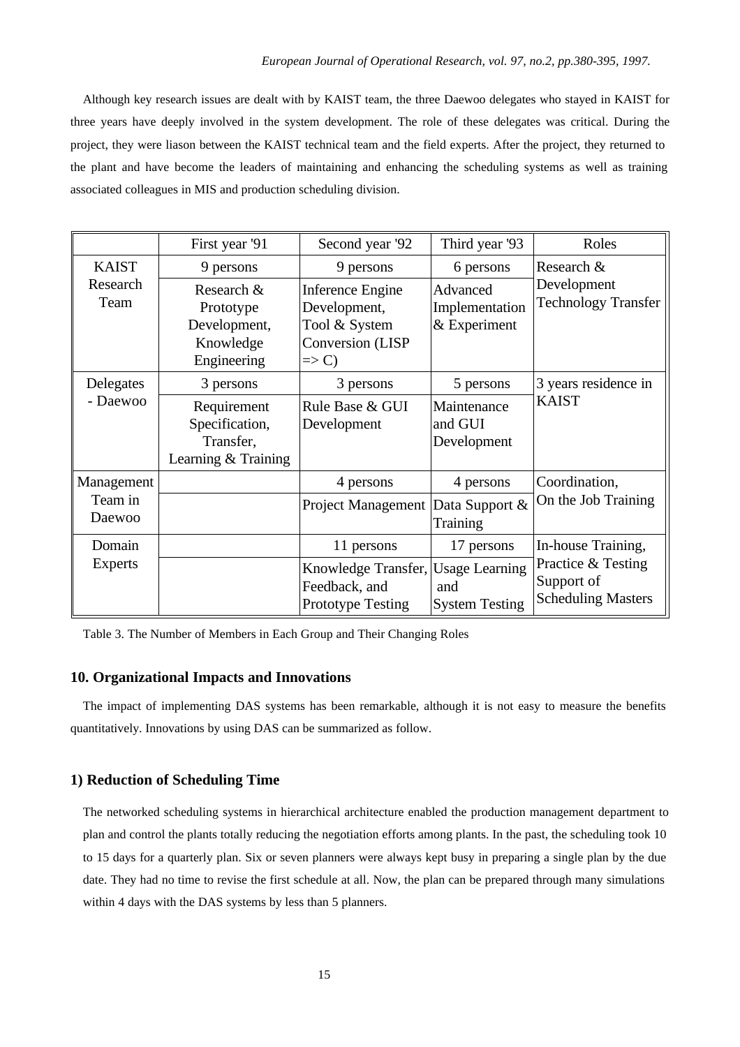Although key research issues are dealt with by KAIST team, the three Daewoo delegates who stayed in KAIST for three years have deeply involved in the system development. The role of these delegates was critical. During the project, they were liason between the KAIST technical team and the field experts. After the project, they returned to the plant and have become the leaders of maintaining and enhancing the scheduling systems as well as training associated colleagues in MIS and production scheduling division.

| | First year '91 | Second year '92 | Third year '93 | Roles |
|---|---|---|---|---|
| KAIST Research Team | 9 persons | 9 persons | 6 persons | Research & Development Technology Transfer |
| | Research & Prototype Development, Knowledge Engineering | Inference Engine Development, Tool & System Conversion (LISP => C) | Advanced Implementation & Experiment | |
| Delegates - Daewoo | 3 persons | 3 persons | 5 persons | 3 years residence in KAIST |
| | Requirement Specification, Transfer, Learning & Training | Rule Base & GUI Development | Maintenance and GUI Development | |
| Management Team in Daewoo | | 4 persons | 4 persons | Coordination, On the Job Training |
| | | Project Management | Data Support & Training | |
| Domain Experts | | 11 persons | 17 persons | In-house Training, Practice & Testing Support of Scheduling Masters |
| | | Knowledge Transfer, Feedback, and Prototype Testing | Usage Learning and System Testing | |

Table 3. The Number of Members in Each Group and Their Changing Roles

## 10. Organizational Impacts and Innovations

The impact of implementing DAS systems has been remarkable, although it is not easy to measure the benefits quantitatively. Innovations by using DAS can be summarized as follow.

### 1) Reduction of Scheduling Time

The networked scheduling systems in hierarchical architecture enabled the production management department to plan and control the plants totally reducing the negotiation efforts among plants. In the past, the scheduling took 10 to 15 days for a quarterly plan. Six or seven planners were always kept busy in preparing a single plan by the due date. They had no time to revise the first schedule at all. Now, the plan can be prepared through many simulations within 4 days with the DAS systems by less than 5 planners.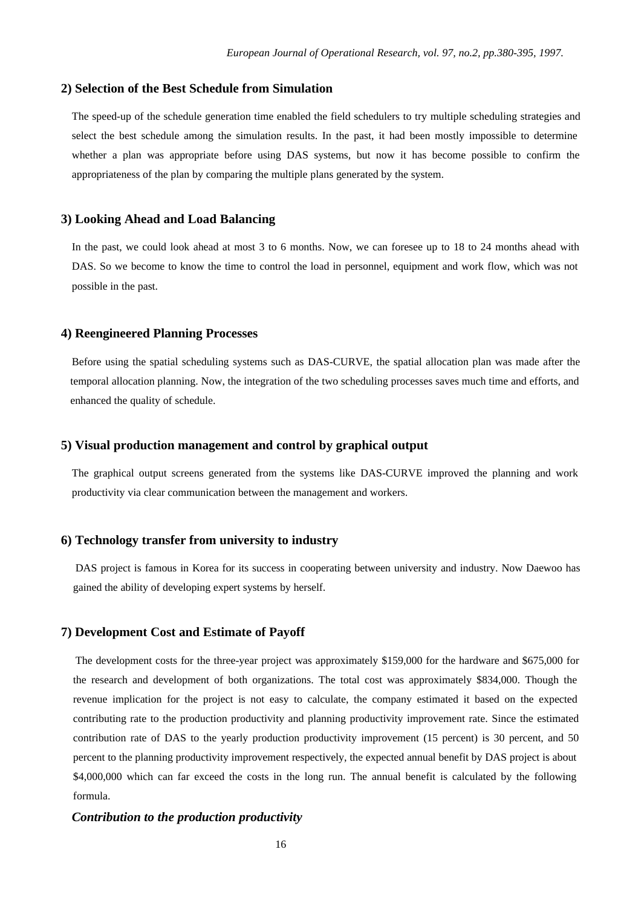### 2) Selection of the Best Schedule from Simulation

The speed-up of the schedule generation time enabled the field schedulers to try multiple scheduling strategies and select the best schedule among the simulation results. In the past, it had been mostly impossible to determine whether a plan was appropriate before using DAS systems, but now it has become possible to confirm the appropriateness of the plan by comparing the multiple plans generated by the system.

### 3) Looking Ahead and Load Balancing

In the past, we could look ahead at most 3 to 6 months. Now, we can foresee up to 18 to 24 months ahead with DAS. So we become to know the time to control the load in personnel, equipment and work flow, which was not possible in the past.

### 4) Reengineered Planning Processes

Before using the spatial scheduling systems such as DAS-CURVE, the spatial allocation plan was made after the temporal allocation planning. Now, the integration of the two scheduling processes saves much time and efforts, and enhanced the quality of schedule.

### 5) Visual production management and control by graphical output

The graphical output screens generated from the systems like DAS-CURVE improved the planning and work productivity via clear communication between the management and workers.

### 6) Technology transfer from university to industry

DAS project is famous in Korea for its success in cooperating between university and industry. Now Daewoo has gained the ability of developing expert systems by herself.

### 7) Development Cost and Estimate of Payoff

The development costs for the three-year project was approximately $159,000 for the hardware and $675,000 for the research and development of both organizations. The total cost was approximately $834,000. Though the revenue implication for the project is not easy to calculate, the company estimated it based on the expected contributing rate to the production productivity and planning productivity improvement rate. Since the estimated contribution rate of DAS to the yearly production productivity improvement (15 percent) is 30 percent, and 50 percent to the planning productivity improvement respectively, the expected annual benefit by DAS project is about $4,000,000 which can far exceed the costs in the long run. The annual benefit is calculated by the following formula.

***Contribution to the production productivity***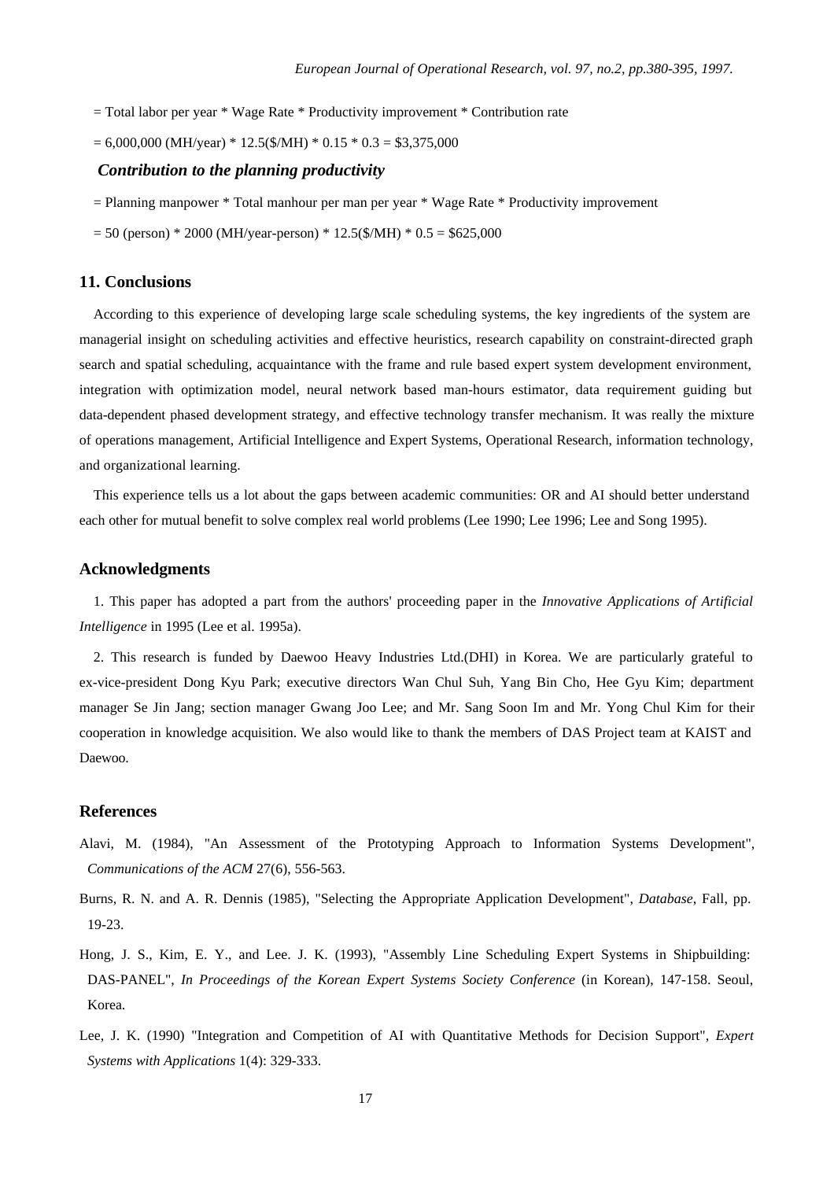= Total labor per year * Wage Rate * Productivity improvement * Contribution rate

= 6,000,000 (MH/year) * 12.5($/MH) * 0.15 * 0.3 = $3,375,000

***Contribution to the planning productivity***

= Planning manpower * Total manhour per man per year * Wage Rate * Productivity improvement

= 50 (person) * 2000 (MH/year-person) * 12.5($/MH) * 0.5 = $625,000

## 11. Conclusions

According to this experience of developing large scale scheduling systems, the key ingredients of the system are managerial insight on scheduling activities and effective heuristics, research capability on constraint-directed graph search and spatial scheduling, acquaintance with the frame and rule based expert system development environment, integration with optimization model, neural network based man-hours estimator, data requirement guiding but data-dependent phased development strategy, and effective technology transfer mechanism. It was really the mixture of operations management, Artificial Intelligence and Expert Systems, Operational Research, information technology, and organizational learning.

This experience tells us a lot about the gaps between academic communities: OR and AI should better understand each other for mutual benefit to solve complex real world problems (Lee 1990; Lee 1996; Lee and Song 1995).

## Acknowledgments

1. This paper has adopted a part from the authors' proceeding paper in the *Innovative Applications of Artificial Intelligence* in 1995 (Lee et al. 1995a).

2. This research is funded by Daewoo Heavy Industries Ltd.(DHI) in Korea. We are particularly grateful to ex-vice-president Dong Kyu Park; executive directors Wan Chul Suh, Yang Bin Cho, Hee Gyu Kim; department manager Se Jin Jang; section manager Gwang Joo Lee; and Mr. Sang Soon Im and Mr. Yong Chul Kim for their cooperation in knowledge acquisition. We also would like to thank the members of DAS Project team at KAIST and Daewoo.

## References

Alavi, M. (1984), "An Assessment of the Prototyping Approach to Information Systems Development", *Communications of the ACM* 27(6), 556-563.

Burns, R. N. and A. R. Dennis (1985), "Selecting the Appropriate Application Development", *Database*, Fall, pp. 19-23.

Hong, J. S., Kim, E. Y., and Lee. J. K. (1993), "Assembly Line Scheduling Expert Systems in Shipbuilding: DAS-PANEL", *In Proceedings of the Korean Expert Systems Society Conference* (in Korean), 147-158. Seoul, Korea.

Lee, J. K. (1990) "Integration and Competition of AI with Quantitative Methods for Decision Support", *Expert Systems with Applications* 1(4): 329-333.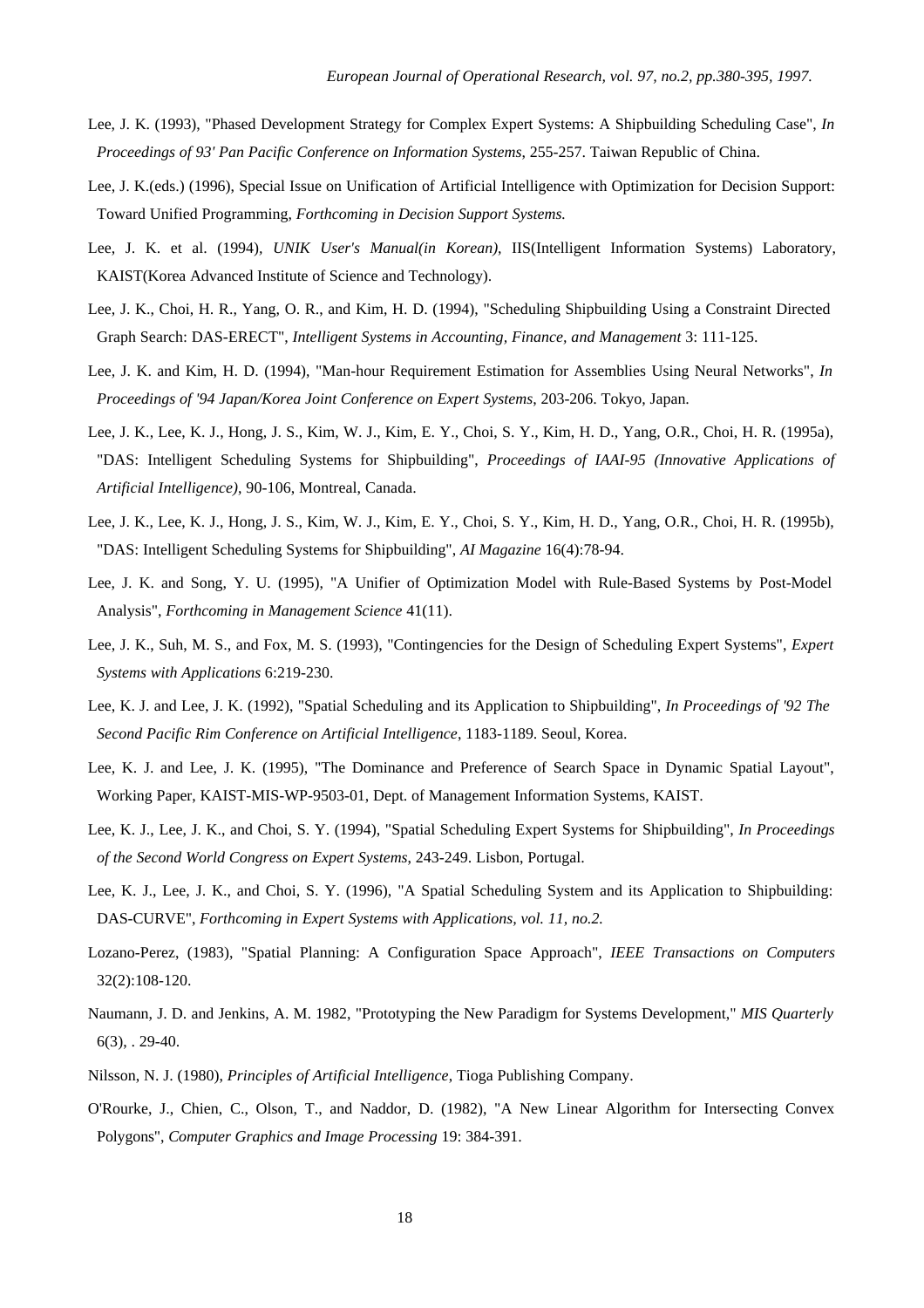Lee, J. K. (1993), "Phased Development Strategy for Complex Expert Systems: A Shipbuilding Scheduling Case", *In Proceedings of 93' Pan Pacific Conference on Information Systems*, 255-257. Taiwan Republic of China.

Lee, J. K.(eds.) (1996), Special Issue on Unification of Artificial Intelligence with Optimization for Decision Support: Toward Unified Programming, *Forthcoming in Decision Support Systems.*

Lee, J. K. et al. (1994), *UNIK User's Manual(in Korean)*, IIS(Intelligent Information Systems) Laboratory, KAIST(Korea Advanced Institute of Science and Technology).

Lee, J. K., Choi, H. R., Yang, O. R., and Kim, H. D. (1994), "Scheduling Shipbuilding Using a Constraint Directed Graph Search: DAS-ERECT", *Intelligent Systems in Accounting, Finance, and Management* 3: 111-125.

Lee, J. K. and Kim, H. D. (1994), "Man-hour Requirement Estimation for Assemblies Using Neural Networks", *In Proceedings of '94 Japan/Korea Joint Conference on Expert Systems*, 203-206. Tokyo, Japan.

Lee, J. K., Lee, K. J., Hong, J. S., Kim, W. J., Kim, E. Y., Choi, S. Y., Kim, H. D., Yang, O.R., Choi, H. R. (1995a), "DAS: Intelligent Scheduling Systems for Shipbuilding", *Proceedings of IAAI-95 (Innovative Applications of Artificial Intelligence)*, 90-106, Montreal, Canada.

Lee, J. K., Lee, K. J., Hong, J. S., Kim, W. J., Kim, E. Y., Choi, S. Y., Kim, H. D., Yang, O.R., Choi, H. R. (1995b), "DAS: Intelligent Scheduling Systems for Shipbuilding", *AI Magazine* 16(4):78-94.

Lee, J. K. and Song, Y. U. (1995), "A Unifier of Optimization Model with Rule-Based Systems by Post-Model Analysis", *Forthcoming in Management Science* 41(11).

Lee, J. K., Suh, M. S., and Fox, M. S. (1993), "Contingencies for the Design of Scheduling Expert Systems", *Expert Systems with Applications* 6:219-230.

Lee, K. J. and Lee, J. K. (1992), "Spatial Scheduling and its Application to Shipbuilding", *In Proceedings of '92 The Second Pacific Rim Conference on Artificial Intelligence*, 1183-1189. Seoul, Korea.

Lee, K. J. and Lee, J. K. (1995), "The Dominance and Preference of Search Space in Dynamic Spatial Layout", Working Paper, KAIST-MIS-WP-9503-01, Dept. of Management Information Systems, KAIST.

Lee, K. J., Lee, J. K., and Choi, S. Y. (1994), "Spatial Scheduling Expert Systems for Shipbuilding", *In Proceedings of the Second World Congress on Expert Systems*, 243-249. Lisbon, Portugal.

Lee, K. J., Lee, J. K., and Choi, S. Y. (1996), "A Spatial Scheduling System and its Application to Shipbuilding: DAS-CURVE", *Forthcoming in Expert Systems with Applications, vol. 11, no.2.*

Lozano-Perez, (1983), "Spatial Planning: A Configuration Space Approach", *IEEE Transactions on Computers* 32(2):108-120.

Naumann, J. D. and Jenkins, A. M. 1982, "Prototyping the New Paradigm for Systems Development," *MIS Quarterly* 6(3), . 29-40.

Nilsson, N. J. (1980), *Principles of Artificial Intelligence*, Tioga Publishing Company.

O'Rourke, J., Chien, C., Olson, T., and Naddor, D. (1982), "A New Linear Algorithm for Intersecting Convex Polygons", *Computer Graphics and Image Processing* 19: 384-391.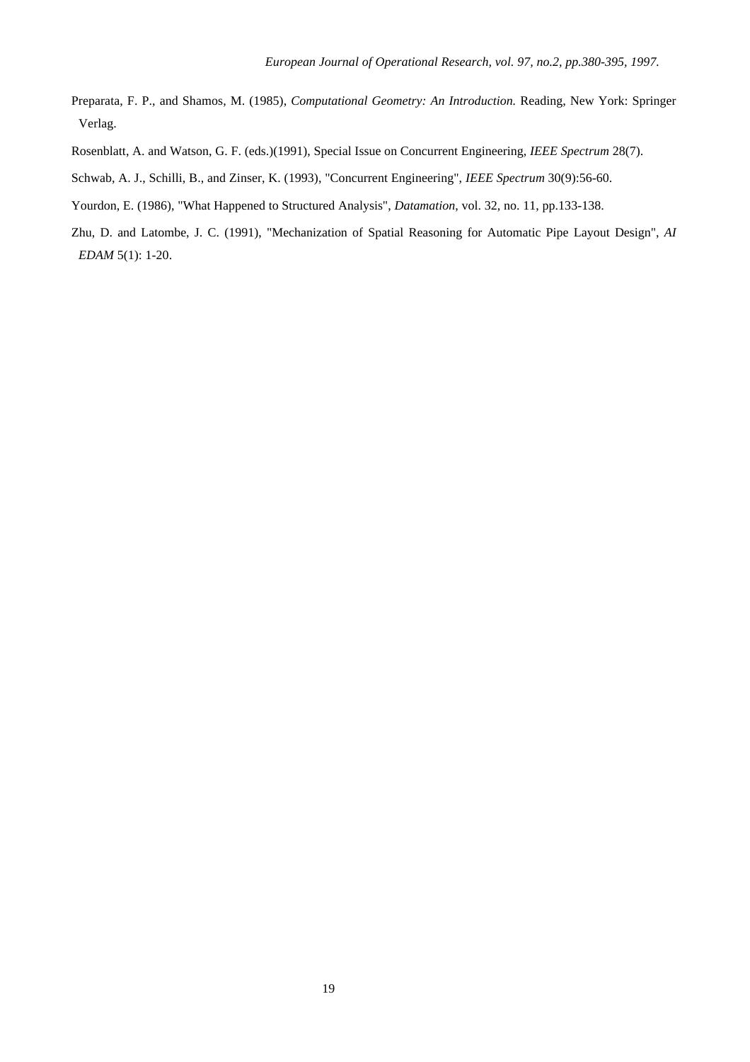Preparata, F. P., and Shamos, M. (1985), *Computational Geometry: An Introduction.* Reading, New York: Springer Verlag.

Rosenblatt, A. and Watson, G. F. (eds.)(1991), Special Issue on Concurrent Engineering, *IEEE Spectrum* 28(7).

Schwab, A. J., Schilli, B., and Zinser, K. (1993), "Concurrent Engineering", *IEEE Spectrum* 30(9):56-60.

Yourdon, E. (1986), "What Happened to Structured Analysis", *Datamation*, vol. 32, no. 11, pp.133-138.

Zhu, D. and Latombe, J. C. (1991), "Mechanization of Spatial Reasoning for Automatic Pipe Layout Design", *AI EDAM* 5(1): 1-20.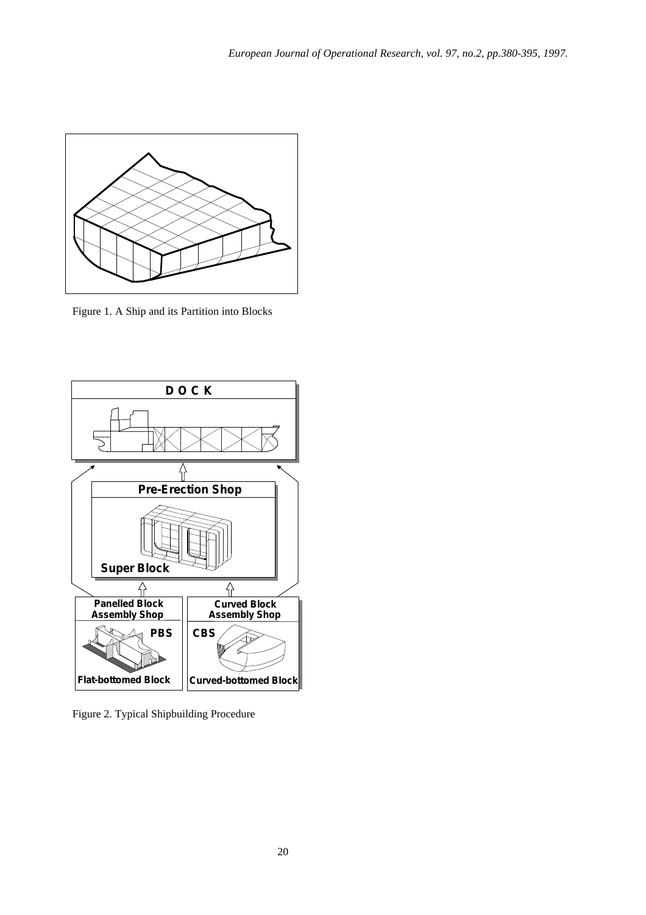Figure 1. A Ship and its Partition into Blocks

Figure 2. Typical Shipbuilding Procedure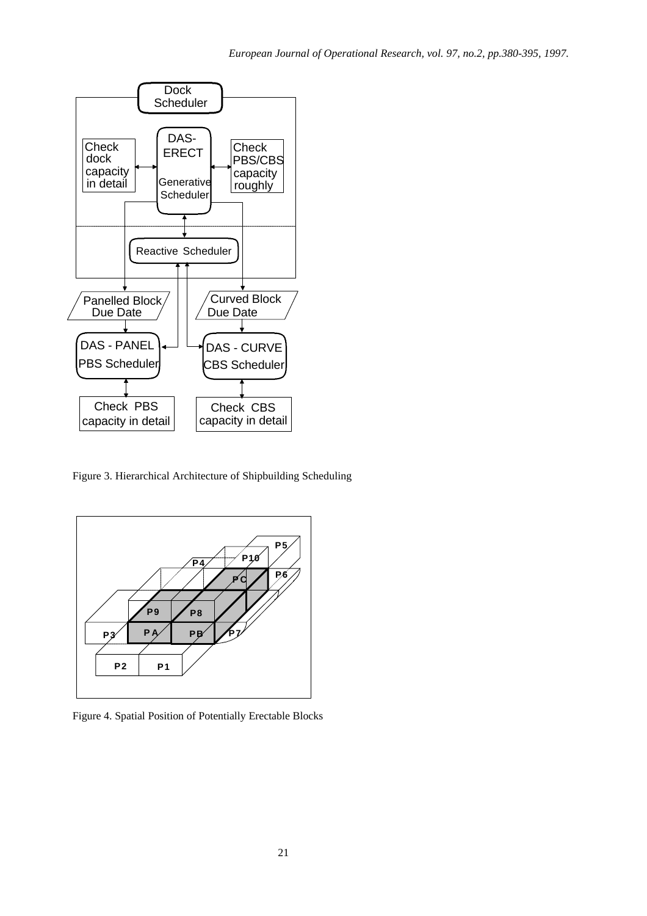Figure 3. Hierarchical Architecture of Shipbuilding Scheduling

Figure 4. Spatial Position of Potentially Erectable Blocks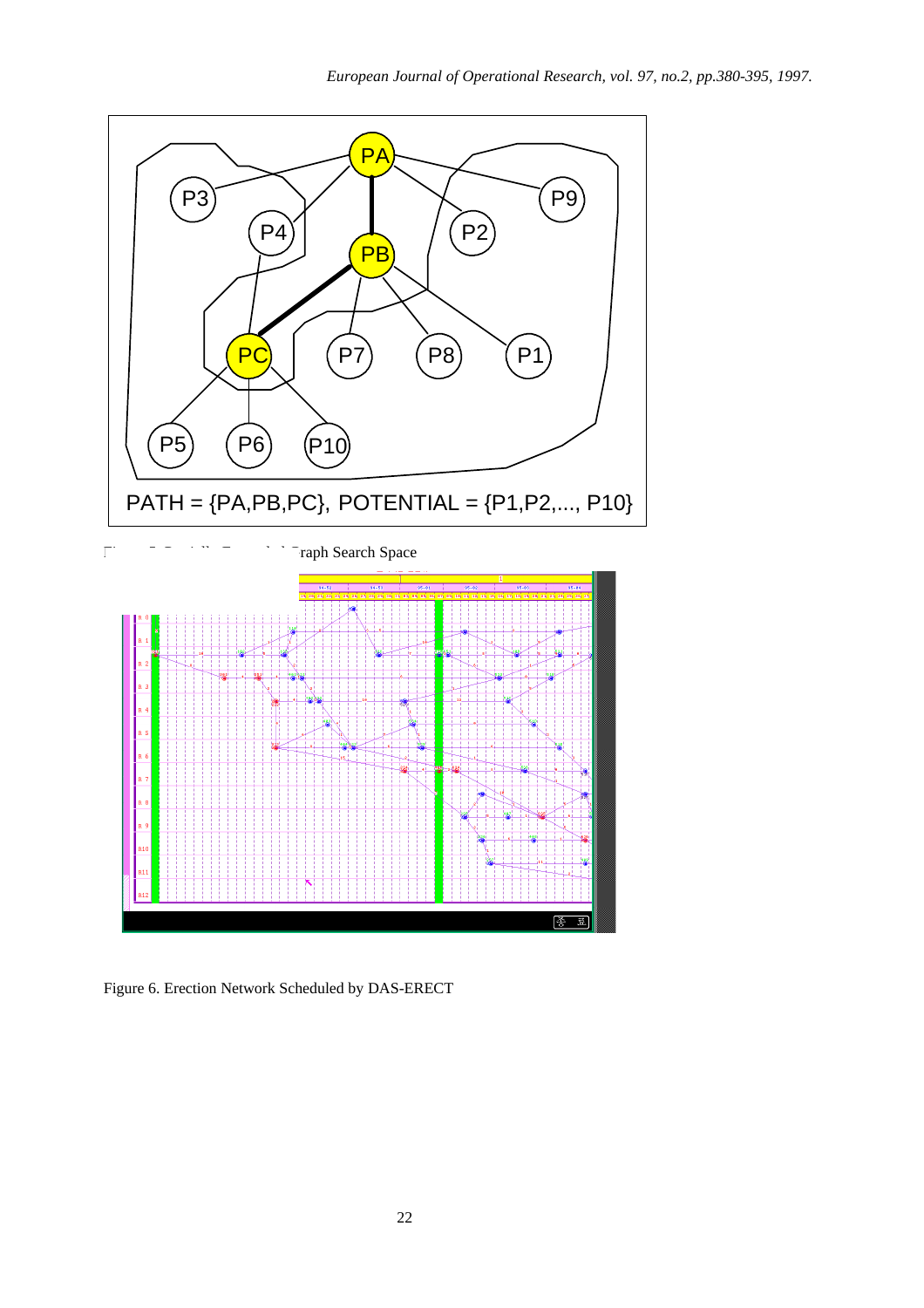PATH = {PA,PB,PC}, POTENTIAL = {P1,P2,..., P10}

Figure 5. Partially Expanded Graph Search Space

Figure 6. Erection Network Scheduled by DAS-ERECT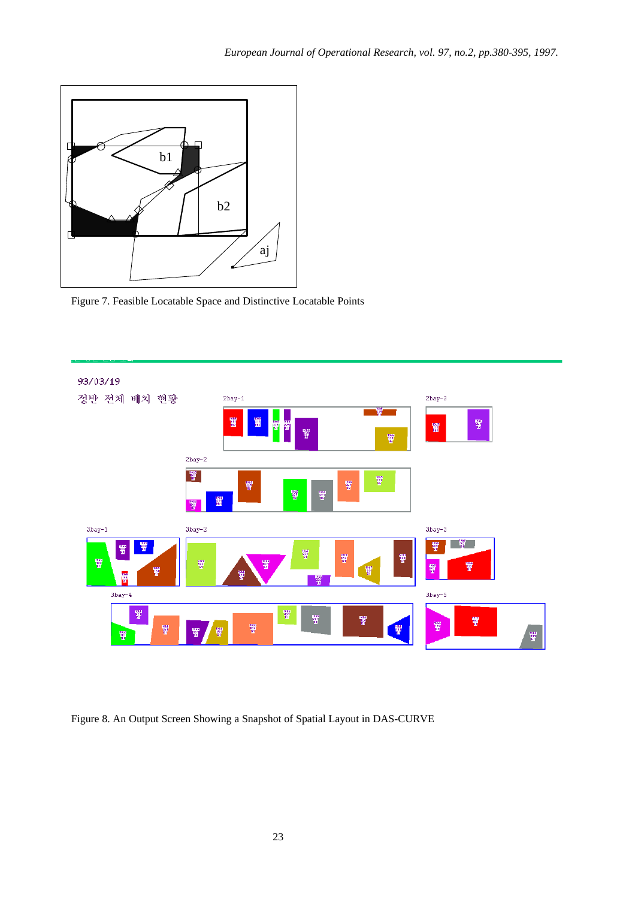Figure 7. Feasible Locatable Space and Distinctive Locatable Points

Figure 8. An Output Screen Showing a Snapshot of Spatial Layout in DAS-CURVE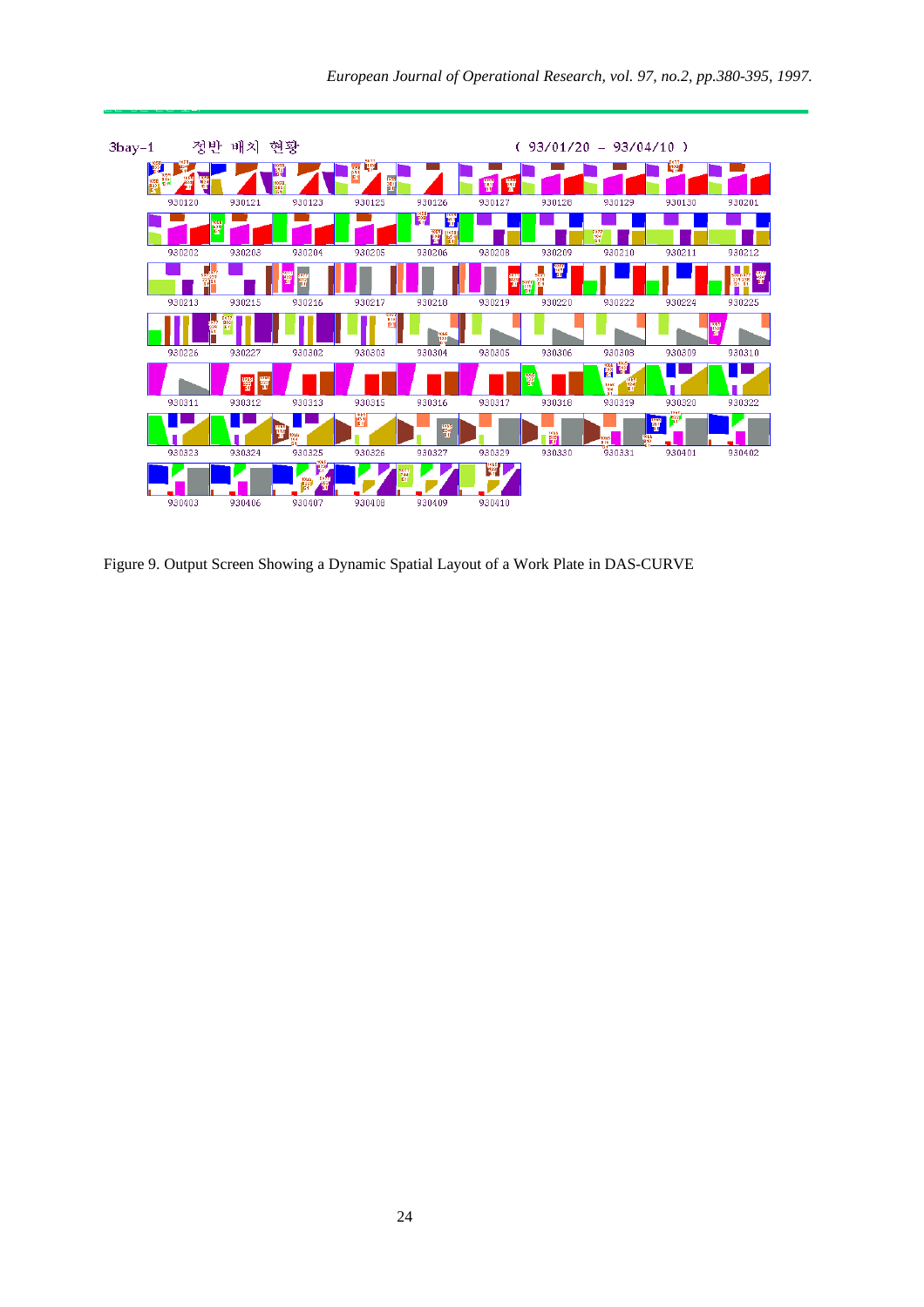3bay-1 정반 배치 현황 ( 93/01/20 – 93/04/10 )

930120 930121 930123 930125 930126 930127 930128 930129 930130 930201

930202 930203 930204 930205 930206 930208 930209 930210 930211 930212

930213 930215 930216 930217 930218 930219 930220 930222 930224 930225

930226 930227 930302 930303 930304 930305 930306 930308 930309 930310

930311 930312 930313 930315 930316 930317 930318 930319 930320 930322

930323 930324 930325 930326 930327 930329 930330 930331 930401 930402

930403 930406 930407 930408 930409 930410

Figure 9. Output Screen Showing a Dynamic Spatial Layout of a Work Plate in DAS-CURVE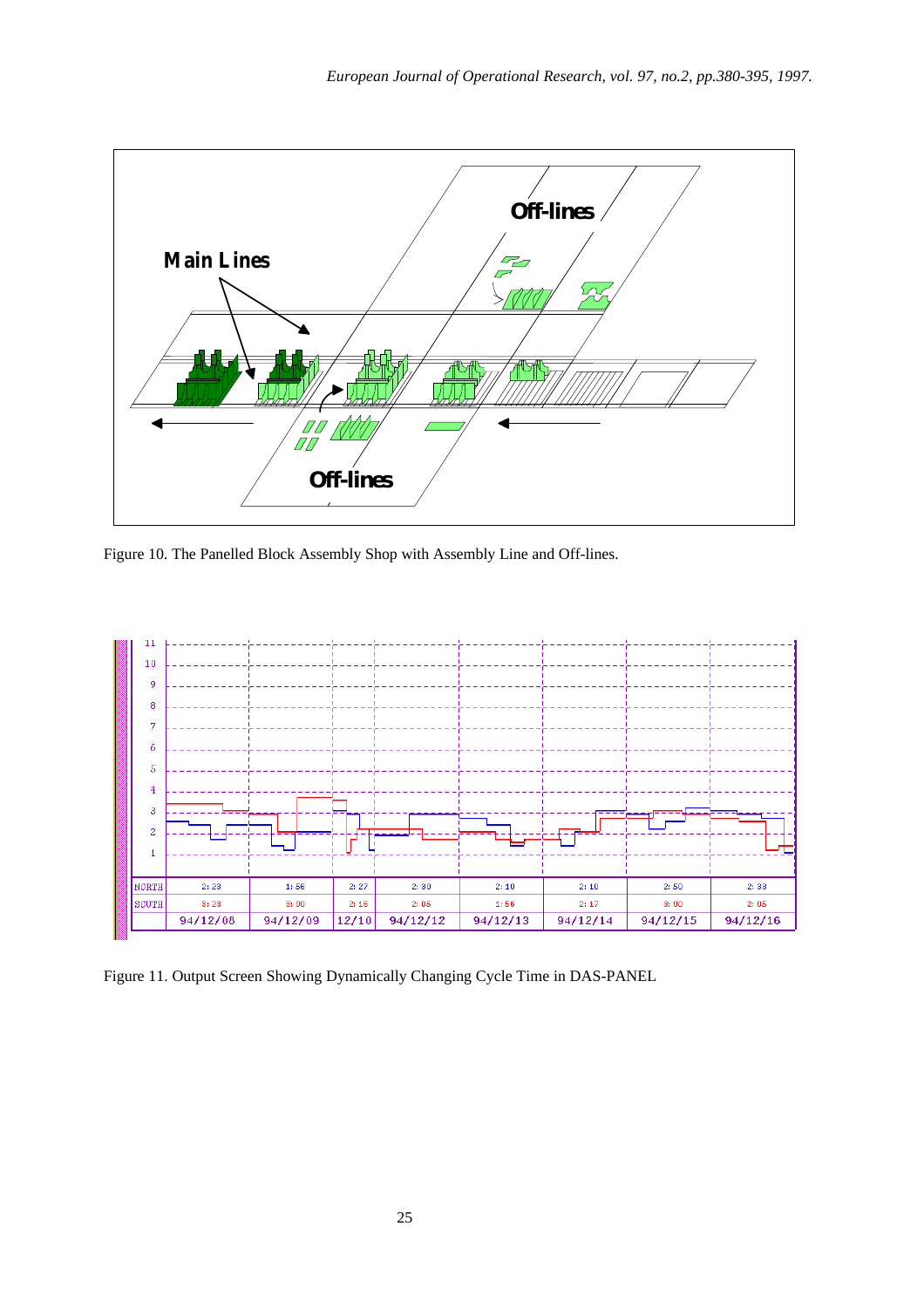Figure 10. The Panelled Block Assembly Shop with Assembly Line and Off-lines.

Figure 11. Output Screen Showing Dynamically Changing Cycle Time in DAS-PANEL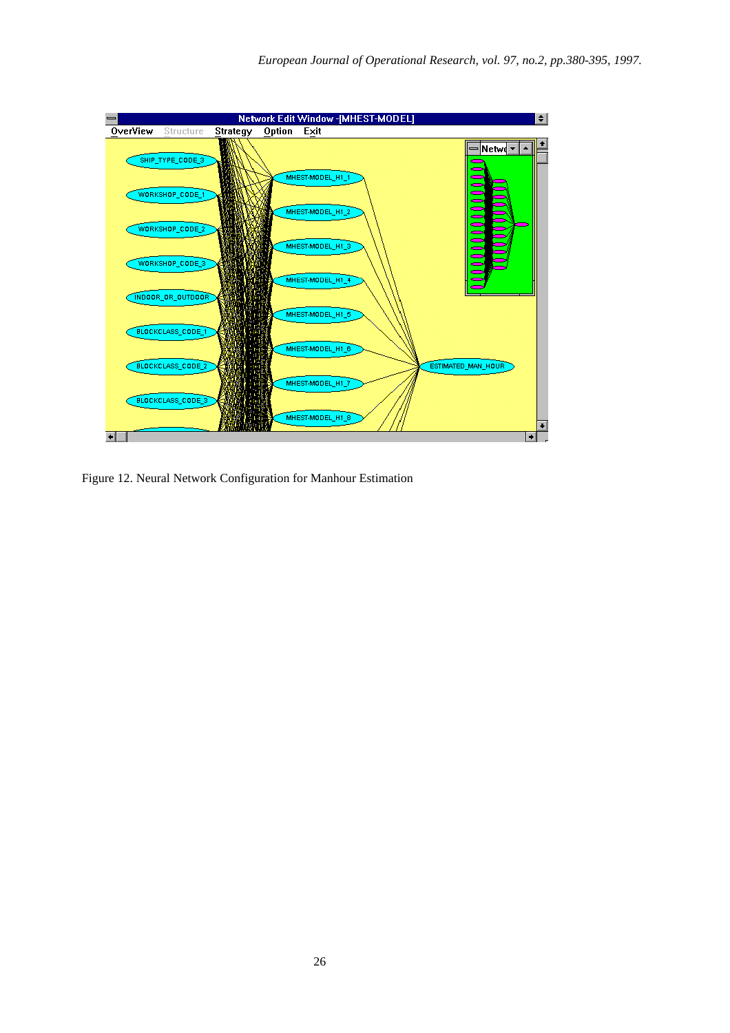Network Edit Window -[MHEST-MODEL]

OverView Structure Strategy Option Exit

SHIP_TYPE_CODE_3

WORKSHOP_CODE_1

WORKSHOP_CODE_2

WORKSHOP_CODE_3

INDOOR_OR_OUTDOOR

BLOCKCLASS_CODE_1

BLOCKCLASS_CODE_2

BLOCKCLASS_CODE_3

MHEST-MODEL_H1_1

MHEST-MODEL_H1_2

MHEST-MODEL_H1_3

MHEST-MODEL_H1_4

MHEST-MODEL_H1_5

MHEST-MODEL_H1_6

MHEST-MODEL_H1_7

MHEST-MODEL_H1_8

ESTIMATED_MAN_HOUR

Netw

Figure 12. Neural Network Configuration for Manhour Estimation